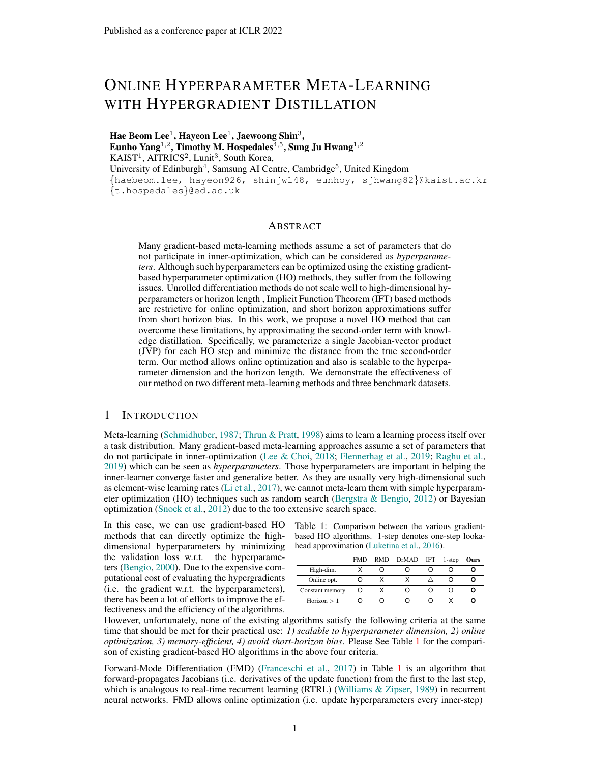# Online Hyperparameter Meta-Learning with Hypergradient Distillation

**Hae Beom Lee[1], Hayeon Lee[1], Jaewoong Shin[3], Eunho Yang[1,2], Timothy M. Hospedales[4,5], Sung Ju Hwang[1,2]**
KAIST[1], AITRICS[2], Lunit[3], South Korea,
University of Edinburgh[4], Samsung AI Centre, Cambridge[5], United Kingdom
{haebeom.lee, hayeon926, shinjw148, eunhoy, sjhwang82}@kaist.ac.kr
{t.hospedales}@ed.ac.uk

## Abstract

Many gradient-based meta-learning methods assume a set of parameters that do not participate in inner-optimization, which can be considered as *hyperparameters*. Although such hyperparameters can be optimized using the existing gradient-based hyperparameter optimization (HO) methods, they suffer from the following issues. Unrolled differentiation methods do not scale well to high-dimensional hyperparameters or horizon length , Implicit Function Theorem (IFT) based methods are restrictive for online optimization, and short horizon approximations suffer from short horizon bias. In this work, we propose a novel HO method that can overcome these limitations, by approximating the second-order term with knowledge distillation. Specifically, we parameterize a single Jacobian-vector product (JVP) for each HO step and minimize the distance from the true second-order term. Our method allows online optimization and also is scalable to the hyperparameter dimension and the horizon length. We demonstrate the effectiveness of our method on two different meta-learning methods and three benchmark datasets.

## 1 Introduction

Meta-learning (Schmidhuber, 1987; Thrun & Pratt, 1998) aims to learn a learning process itself over a task distribution. Many gradient-based meta-learning approaches assume a set of parameters that do not participate in inner-optimization (Lee & Choi, 2018; Flennerhag et al., 2019; Raghu et al., 2019) which can be seen as *hyperparameters*. Those hyperparameters are important in helping the inner-learner converge faster and generalize better. As they are usually very high-dimensional such as element-wise learning rates (Li et al., 2017), we cannot meta-learn them with simple hyperparameter optimization (HO) techniques such as random search (Bergstra & Bengio, 2012) or Bayesian optimization (Snoek et al., 2012) due to the too extensive search space.

In this case, we can use gradient-based HO methods that can directly optimize the high-dimensional hyperparameters by minimizing the validation loss w.r.t. the hyperparameters (Bengio, 2000). Due to the expensive computational cost of evaluating the hypergradients (i.e. the gradient w.r.t. the hyperparameters), there has been a lot of efforts to improve the effectiveness and the efficiency of the algorithms.

Table 1: Comparison between the various gradient-based HO algorithms. 1-step denotes one-step lookahead approximation (Luketina et al., 2016).

| | FMD | RMD | DrMAD | IFT | 1-step | Ours |
|---|---|---|---|---|---|---|
| High-dim. | X | O | O | O | O | **O** |
| Online opt. | O | X | X | △ | O | **O** |
| Constant memory | O | X | O | O | O | **O** |
| Horizon > 1 | O | O | O | O | X | **O** |

However, unfortunately, none of the existing algorithms satisfy the following criteria at the same time that should be met for their practical use: *1) scalable to hyperparameter dimension, 2) online optimization, 3) memory-efficient, 4) avoid short-horizon bias*. Please See Table 1 for the comparison of existing gradient-based HO algorithms in the above four criteria.

Forward-Mode Differentiation (FMD) (Franceschi et al., 2017) in Table 1 is an algorithm that forward-propagates Jacobians (i.e. derivatives of the update function) from the first to the last step, which is analogous to real-time recurrent learning (RTRL) (Williams & Zipser, 1989) in recurrent neural networks. FMD allows online optimization (i.e. update hyperparameters every inner-step)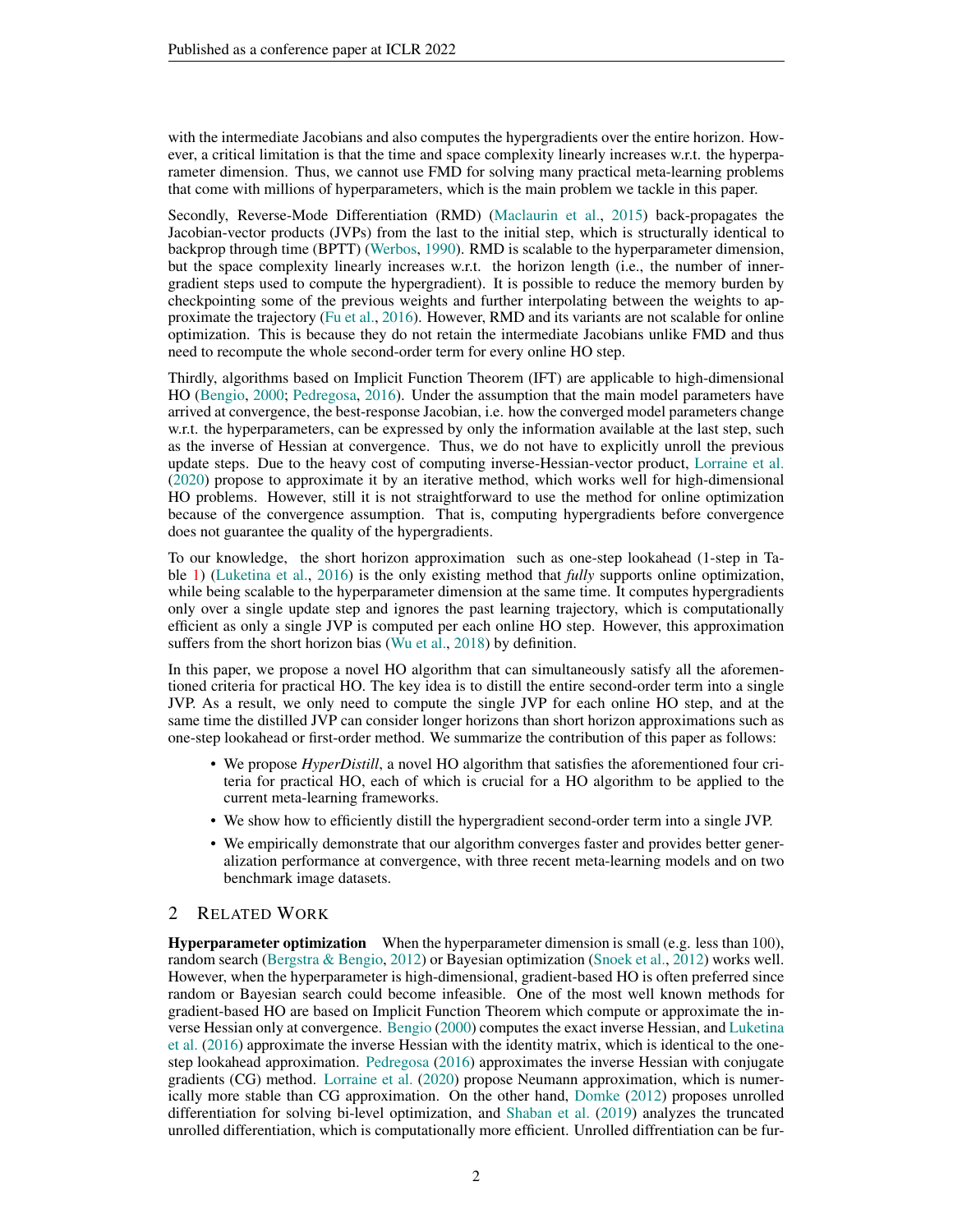with the intermediate Jacobians and also computes the hypergradients over the entire horizon. However, a critical limitation is that the time and space complexity linearly increases w.r.t. the hyperparameter dimension. Thus, we cannot use FMD for solving many practical meta-learning problems that come with millions of hyperparameters, which is the main problem we tackle in this paper.

Secondly, Reverse-Mode Differentiation (RMD) (Maclaurin et al., 2015) back-propagates the Jacobian-vector products (JVPs) from the last to the initial step, which is structurally identical to backprop through time (BPTT) (Werbos, 1990). RMD is scalable to the hyperparameter dimension, but the space complexity linearly increases w.r.t. the horizon length (i.e., the number of inner-gradient steps used to compute the hypergradient). It is possible to reduce the memory burden by checkpointing some of the previous weights and further interpolating between the weights to approximate the trajectory (Fu et al., 2016). However, RMD and its variants are not scalable for online optimization. This is because they do not retain the intermediate Jacobians unlike FMD and thus need to recompute the whole second-order term for every online HO step.

Thirdly, algorithms based on Implicit Function Theorem (IFT) are applicable to high-dimensional HO (Bengio, 2000; Pedregosa, 2016). Under the assumption that the main model parameters have arrived at convergence, the best-response Jacobian, i.e. how the converged model parameters change w.r.t. the hyperparameters, can be expressed by only the information available at the last step, such as the inverse of Hessian at convergence. Thus, we do not have to explicitly unroll the previous update steps. Due to the heavy cost of computing inverse-Hessian-vector product, Lorraine et al. (2020) propose to approximate it by an iterative method, which works well for high-dimensional HO problems. However, still it is not straightforward to use the method for online optimization because of the convergence assumption. That is, computing hypergradients before convergence does not guarantee the quality of the hypergradients.

To our knowledge, the short horizon approximation such as one-step lookahead (1-step in Table 1) (Luketina et al., 2016) is the only existing method that *fully* supports online optimization, while being scalable to the hyperparameter dimension at the same time. It computes hypergradients only over a single update step and ignores the past learning trajectory, which is computationally efficient as only a single JVP is computed per each online HO step. However, this approximation suffers from the short horizon bias (Wu et al., 2018) by definition.

In this paper, we propose a novel HO algorithm that can simultaneously satisfy all the aforementioned criteria for practical HO. The key idea is to distill the entire second-order term into a single JVP. As a result, we only need to compute the single JVP for each online HO step, and at the same time the distilled JVP can consider longer horizons than short horizon approximations such as one-step lookahead or first-order method. We summarize the contribution of this paper as follows:

- We propose *HyperDistill*, a novel HO algorithm that satisfies the aforementioned four criteria for practical HO, each of which is crucial for a HO algorithm to be applied to the current meta-learning frameworks.
- We show how to efficiently distill the hypergradient second-order term into a single JVP.
- We empirically demonstrate that our algorithm converges faster and provides better generalization performance at convergence, with three recent meta-learning models and on two benchmark image datasets.

## 2 Related Work

**Hyperparameter optimization** When the hyperparameter dimension is small (e.g. less than 100), random search (Bergstra & Bengio, 2012) or Bayesian optimization (Snoek et al., 2012) works well. However, when the hyperparameter is high-dimensional, gradient-based HO is often preferred since random or Bayesian search could become infeasible. One of the most well known methods for gradient-based HO are based on Implicit Function Theorem which compute or approximate the inverse Hessian only at convergence. Bengio (2000) computes the exact inverse Hessian, and Luketina et al. (2016) approximate the inverse Hessian with the identity matrix, which is identical to the one-step lookahead approximation. Pedregosa (2016) approximates the inverse Hessian with conjugate gradients (CG) method. Lorraine et al. (2020) propose Neumann approximation, which is numerically more stable than CG approximation. On the other hand, Domke (2012) proposes unrolled differentiation for solving bi-level optimization, and Shaban et al. (2019) analyzes the truncated unrolled differentiation, which is computationally more efficient. Unrolled diffrentiation can be fur-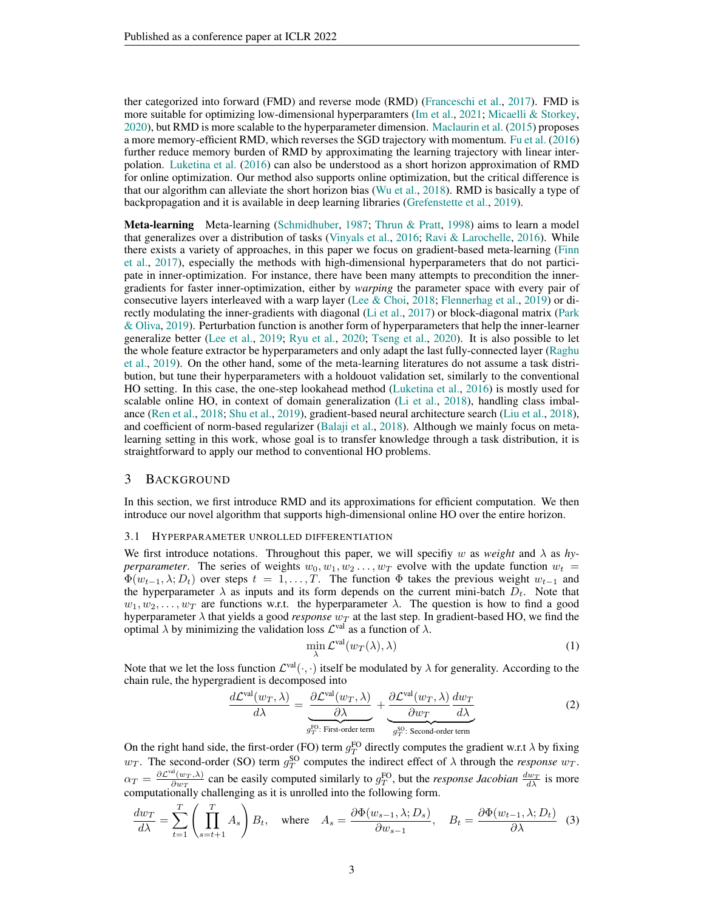ther categorized into forward (FMD) and reverse mode (RMD) (Franceschi et al., 2017). FMD is more suitable for optimizing low-dimensional hyperparamters (Im et al., 2021; Micaelli & Storkey, 2020), but RMD is more scalable to the hyperparameter dimension. Maclaurin et al. (2015) proposes a more memory-efficient RMD, which reverses the SGD trajectory with momentum. Fu et al. (2016) further reduce memory burden of RMD by approximating the learning trajectory with linear interpolation. Luketina et al. (2016) can also be understood as a short horizon approximation of RMD for online optimization. Our method also supports online optimization, but the critical difference is that our algorithm can alleviate the short horizon bias (Wu et al., 2018). RMD is basically a type of backpropagation and it is available in deep learning libraries (Grefenstette et al., 2019).

**Meta-learning** Meta-learning (Schmidhuber, 1987; Thrun & Pratt, 1998) aims to learn a model that generalizes over a distribution of tasks (Vinyals et al., 2016; Ravi & Larochelle, 2016). While there exists a variety of approaches, in this paper we focus on gradient-based meta-learning (Finn et al., 2017), especially the methods with high-dimensional hyperparameters that do not participate in inner-optimization. For instance, there have been many attempts to precondition the inner-gradients for faster inner-optimization, either by *warping* the parameter space with every pair of consecutive layers interleaved with a warp layer (Lee & Choi, 2018; Flennerhag et al., 2019) or directly modulating the inner-gradients with diagonal (Li et al., 2017) or block-diagonal matrix (Park & Oliva, 2019). Perturbation function is another form of hyperparameters that help the inner-learner generalize better (Lee et al., 2019; Ryu et al., 2020; Tseng et al., 2020). It is also possible to let the whole feature extractor be hyperparameters and only adapt the last fully-connected layer (Raghu et al., 2019). On the other hand, some of the meta-learning literatures do not assume a task distribution, but tune their hyperparameters with a holdouot validation set, similarly to the conventional HO setting. In this case, the one-step lookahead method (Luketina et al., 2016) is mostly used for scalable online HO, in context of domain generalization (Li et al., 2018), handling class imbalance (Ren et al., 2018; Shu et al., 2019), gradient-based neural architecture search (Liu et al., 2018), and coefficient of norm-based regularizer (Balaji et al., 2018). Although we mainly focus on meta-learning setting in this work, whose goal is to transfer knowledge through a task distribution, it is straightforward to apply our method to conventional HO problems.

## 3 Background

In this section, we first introduce RMD and its approximations for efficient computation. We then introduce our novel algorithm that supports high-dimensional online HO over the entire horizon.

### 3.1 Hyperparameter unrolled differentiation

We first introduce notations. Throughout this paper, we will specifiy $w$ as *weight* and $\lambda$ as *hyperparameter*. The series of weights $w_0, w_1, w_2 \ldots, w_T$ evolve with the update function $w_t = \Phi(w_{t-1}, \lambda; D_t)$ over steps $t = 1, \ldots, T$. The function $\Phi$ takes the previous weight $w_{t-1}$ and the hyperparameter $\lambda$ as inputs and its form depends on the current mini-batch $D_t$. Note that $w_1, w_2, \ldots, w_T$ are functions w.r.t. the hyperparameter $\lambda$. The question is how to find a good hyperparameter $\lambda$ that yields a good *response* $w_T$ at the last step. In gradient-based HO, we find the optimal $\lambda$ by minimizing the validation loss $\mathcal{L}^{\text{val}}$ as a function of $\lambda$.

$$\min_{\lambda} \mathcal{L}^{\text{val}}(w_T(\lambda), \lambda) \tag{1}$$

Note that we let the loss function $\mathcal{L}^{\text{val}}(\cdot, \cdot)$ itself be modulated by $\lambda$ for generality. According to the chain rule, the hypergradient is decomposed into

$$\frac{d\mathcal{L}^{\text{val}}(w_T, \lambda)}{d\lambda} = \underbrace{\frac{\partial \mathcal{L}^{\text{val}}(w_T, \lambda)}{\partial \lambda}}_{g_T^{\text{FO}}\text{: First-order term}} + \underbrace{\frac{\partial \mathcal{L}^{\text{val}}(w_T, \lambda)}{\partial w_T} \frac{dw_T}{d\lambda}}_{g_T^{\text{SO}}\text{: Second-order term}} \tag{2}$$

On the right hand side, the first-order (FO) term $g_T^{\text{FO}}$ directly computes the gradient w.r.t $\lambda$ by fixing $w_T$. The second-order (SO) term $g_T^{\text{SO}}$ computes the indirect effect of $\lambda$ through the *response* $w_T$. $\alpha_T = \frac{\partial \mathcal{L}^{\text{val}}(w_T, \lambda)}{\partial w_T}$ can be easily computed similarly to $g_T^{\text{FO}}$, but the *response Jacobian* $\frac{dw_T}{d\lambda}$ is more computationally challenging as it is unrolled into the following form.

$$\frac{dw_T}{d\lambda} = \sum_{t=1}^{T} \left( \prod_{s=t+1}^{T} A_s \right) B_t, \quad \text{where} \quad A_s = \frac{\partial \Phi(w_{s-1}, \lambda; D_s)}{\partial w_{s-1}}, \quad B_t = \frac{\partial \Phi(w_{t-1}, \lambda; D_t)}{\partial \lambda} \tag{3}$$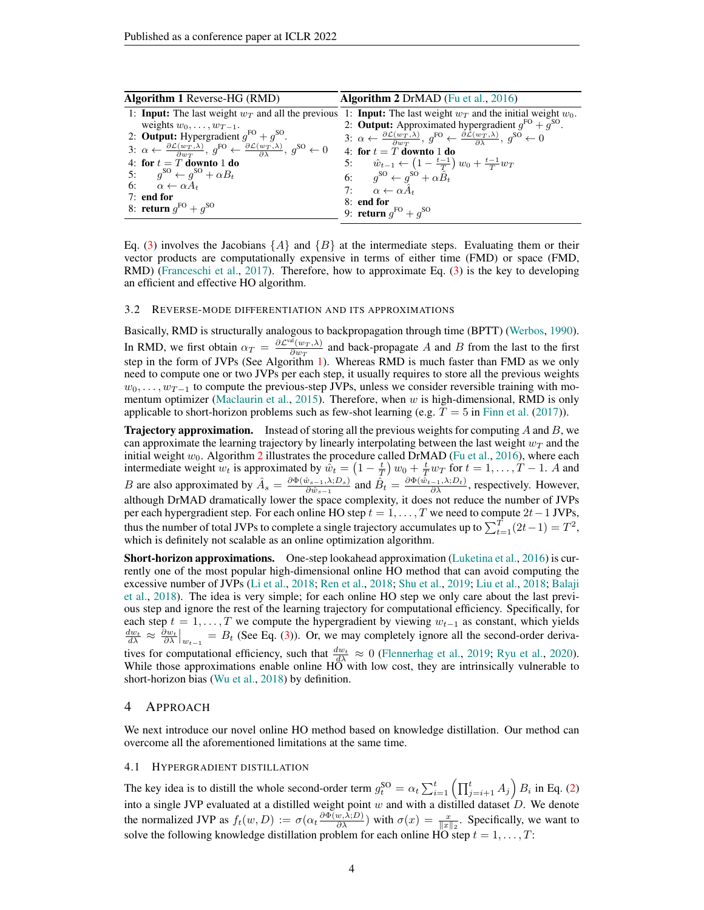**Algorithm 1** Reverse-HG (RMD)

```
1: Input: The last weight w_T and all the previous weights w_0, ..., w_{T-1}.
2: Output: Hypergradient g^FO + g^SO.
3: α ← ∂L(w_T,λ)/∂w_T, g^FO ← ∂L(w_T,λ)/∂λ, g^SO ← 0
4: for t = T downto 1 do
5:     g^SO ← g^SO + α B_t
6:     α ← α A_t
7: end for
8: return g^FO + g^SO
```

**Algorithm 2** DrMAD (Fu et al., 2016)

```
1: Input: The last weight w_T and the initial weight w_0.
2: Output: Approximated hypergradient g^FO + g^SO.
3: α ← ∂L(w_T,λ)/∂w_T, g^FO ← ∂L(w_T,λ)/∂λ, g^SO ← 0
4: for t = T downto 1 do
5:     ŵ_{t-1} ← (1 − (t−1)/T) w_0 + ((t−1)/T) w_T
6:     g^SO ← g^SO + α B̂_t
7:     α ← α Â_t
8: end for
9: return g^FO + g^SO
```

Eq. (3) involves the Jacobians $\{A\}$ and $\{B\}$ at the intermediate steps. Evaluating them or their vector products are computationally expensive in terms of either time (FMD) or space (FMD, RMD) (Franceschi et al., 2017). Therefore, how to approximate Eq. (3) is the key to developing an efficient and effective HO algorithm.

### 3.2 Reverse-mode differentiation and its approximations

Basically, RMD is structurally analogous to backpropagation through time (BPTT) (Werbos, 1990). In RMD, we first obtain $\alpha_T = \frac{\partial \mathcal{L}^{\text{val}}(w_T,\lambda)}{\partial w_T}$ and back-propagate $A$ and $B$ from the last to the first step in the form of JVPs (See Algorithm 1). Whereas RMD is much faster than FMD as we only need to compute one or two JVPs per each step, it usually requires to store all the previous weights $w_0, \ldots, w_{T-1}$ to compute the previous-step JVPs, unless we consider reversible training with momentum optimizer (Maclaurin et al., 2015). Therefore, when $w$ is high-dimensional, RMD is only applicable to short-horizon problems such as few-shot learning (e.g. $T = 5$ in Finn et al. (2017)).

**Trajectory approximation.** Instead of storing all the previous weights for computing $A$ and $B$, we can approximate the learning trajectory by linearly interpolating between the last weight $w_T$ and the initial weight $w_0$. Algorithm 2 illustrates the procedure called DrMAD (Fu et al., 2016), where each intermediate weight $w_t$ is approximated by $\hat{w}_t = \left(1 - \frac{t}{T}\right) w_0 + \frac{t}{T} w_T$ for $t = 1, \ldots, T-1$. $A$ and $B$ are also approximated by $\hat{A}_s = \frac{\partial \Phi(\hat{w}_{s-1},\lambda;D_s)}{\partial \hat{w}_{s-1}}$ and $\hat{B}_t = \frac{\partial \Phi(\hat{w}_{t-1},\lambda;D_t)}{\partial \lambda}$, respectively. However, although DrMAD dramatically lower the space complexity, it does not reduce the number of JVPs per each hypergradient step. For each online HO step $t = 1, \ldots, T$ we need to compute $2t-1$ JVPs, thus the number of total JVPs to complete a single trajectory accumulates up to $\sum_{t=1}^{T}(2t-1) = T^2$, which is definitely not scalable as an online optimization algorithm.

**Short-horizon approximations.** One-step lookahead approximation (Luketina et al., 2016) is currently one of the most popular high-dimensional online HO method that can avoid computing the excessive number of JVPs (Li et al., 2018; Ren et al., 2018; Shu et al., 2019; Liu et al., 2018; Balaji et al., 2018). The idea is very simple; for each online HO step we only care about the last previous step and ignore the rest of the learning trajectory for computational efficiency. Specifically, for each step $t = 1, \ldots, T$ we compute the hypergradient by viewing $w_{t-1}$ as constant, which yields $\frac{dw_t}{d\lambda} \approx \frac{\partial w_t}{\partial \lambda}\big|_{w_{t-1}} = B_t$ (See Eq. (3)). Or, we may completely ignore all the second-order derivatives for computational efficiency, such that $\frac{dw_t}{d\lambda} \approx 0$ (Flennerhag et al., 2019; Ryu et al., 2020). While those approximations enable online HO with low cost, they are intrinsically vulnerable to short-horizon bias (Wu et al., 2018) by definition.

## 4 Approach

We next introduce our novel online HO method based on knowledge distillation. Our method can overcome all the aforementioned limitations at the same time.

### 4.1 Hypergradient distillation

The key idea is to distill the whole second-order term $g_t^{\text{SO}} = \alpha_t \sum_{i=1}^{t} \left(\prod_{j=i+1}^{t} A_j\right) B_i$ in Eq. (2) into a single JVP evaluated at a distilled weight point $w$ and with a distilled dataset $D$. We denote the normalized JVP as $f_t(w, D) := \sigma(\alpha_t \frac{\partial \Phi(w,\lambda;D)}{\partial \lambda})$ with $\sigma(x) = \frac{x}{\|x\|_2}$. Specifically, we want to solve the following knowledge distillation problem for each online HO step $t = 1, \ldots, T$: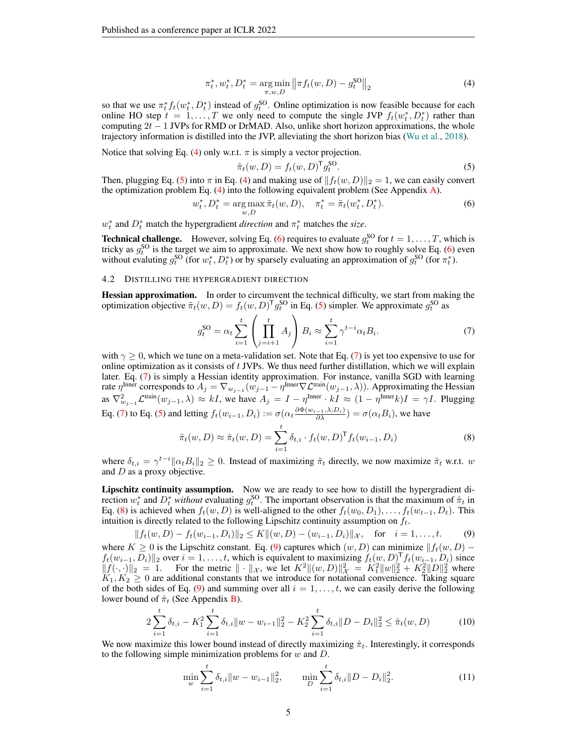$$\pi_t^*, w_t^*, D_t^* = \underset{\pi, w, D}{\arg\min} \left\| \pi f_t(w, D) - g_t^{\text{SO}} \right\|_2 \tag{4}$$

so that we use $\pi_t^* f_t(w_t^*, D_t^*)$ instead of $g_t^{\text{SO}}$. Online optimization is now feasible because for each online HO step $t = 1, \ldots, T$ we only need to compute the single JVP $f_t(w_t^*, D_t^*)$ rather than computing $2t - 1$ JVPs for RMD or DrMAD. Also, unlike short horizon approximations, the whole trajectory information is distilled into the JVP, alleviating the short horizon bias (Wu et al., 2018).

Notice that solving Eq. (4) only w.r.t. $\pi$ is simply a vector projection.

$$\tilde{\pi}_t(w, D) = f_t(w, D)^\mathsf{T} g_t^{\text{SO}}. \tag{5}$$

Then, plugging Eq. (5) into $\pi$ in Eq. (4) and making use of $\|f_t(w, D)\|_2 = 1$, we can easily convert the optimization problem Eq. (4) into the following equivalent problem (See Appendix A).

$$w_t^*, D_t^* = \underset{w, D}{\arg\max}\, \tilde{\pi}_t(w, D), \quad \pi_t^* = \tilde{\pi}_t(w_t^*, D_t^*). \tag{6}$$

$w_t^*$ and $D_t^*$ match the hypergradient *direction* and $\pi_t^*$ matches the *size*.

**Technical challenge.** However, solving Eq. (6) requires to evaluate $g_t^{\text{SO}}$ for $t = 1, \ldots, T$, which is tricky as $g_t^{\text{SO}}$ is the target we aim to approximate. We next show how to roughly solve Eq. (6) even without evaluting $g_t^{\text{SO}}$ (for $w_t^*, D_t^*$) or by sparsely evaluating an approximation of $g_t^{\text{SO}}$ (for $\pi_t^*$).

### 4.2 Distilling the Hypergradient Direction

**Hessian approximation.** In order to circumvent the technical difficulty, we start from making the optimization objective $\tilde{\pi}_t(w, D) = f_t(w, D)^\mathsf{T} g_t^{\text{SO}}$ in Eq. (5) simpler. We approximate $g_t^{\text{SO}}$ as

$$g_t^{\text{SO}} = \alpha_t \sum_{i=1}^{t} \left( \prod_{j=i+1}^{t} A_j \right) B_i \approx \sum_{i=1}^{t} \gamma^{t-i} \alpha_t B_i. \tag{7}$$

with $\gamma \geq 0$, which we tune on a meta-validation set. Note that Eq. (7) is yet too expensive to use for online optimization as it consists of $t$ JVPs. We thus need further distillation, which we will explain later. Eq. (7) is simply a Hessian identity approximation. For instance, vanilla SGD with learning rate $\eta^{\text{Inner}}$ corresponds to $A_j = \nabla_{w_{j-1}}(w_{j-1} - \eta^{\text{Inner}} \nabla \mathcal{L}^{\text{train}}(w_{j-1}, \lambda))$. Approximating the Hessian as $\nabla^2_{w_{j-1}} \mathcal{L}^{\text{train}}(w_{j-1}, \lambda) \approx kI$, we have $A_j = I - \eta^{\text{Inner}} \cdot kI \approx (1 - \eta^{\text{Inner}} k)I = \gamma I$. Plugging Eq. (7) to Eq. (5) and letting $f_t(w_{i-1}, D_i) := \sigma(\alpha_t \frac{\partial \Phi(w_{i-1}, \lambda; D_i)}{\partial \lambda}) = \sigma(\alpha_t B_i)$, we have

$$\tilde{\pi}_t(w, D) \approx \hat{\pi}_t(w, D) = \sum_{i=1}^{t} \delta_{t,i} \cdot f_t(w, D)^\mathsf{T} f_t(w_{i-1}, D_i) \tag{8}$$

where $\delta_{t,i} = \gamma^{t-i} \|\alpha_t B_i\|_2 \geq 0$. Instead of maximizing $\tilde{\pi}_t$ directly, we now maximize $\hat{\pi}_t$ w.r.t. $w$ and $D$ as a proxy objective.

**Lipschitz continuity assumption.** Now we are ready to see how to distill the hypergradient direction $w_t^*$ and $D_t^*$ *without* evaluating $g_t^{\text{SO}}$. The important observation is that the maximum of $\hat{\pi}_t$ in Eq. (8) is achieved when $f_t(w, D)$ is well-aligned to the other $f_t(w_0, D_1), \ldots, f_t(w_{t-1}, D_t)$. This intuition is directly related to the following Lipschitz continuity assumption on $f_t$.

$$\|f_t(w, D) - f_t(w_{i-1}, D_i)\|_2 \leq K\|(w, D) - (w_{i-1}, D_i)\|_{\mathcal{X}}, \quad \text{for} \quad i = 1, \ldots, t. \tag{9}$$

where $K \geq 0$ is the Lipschitz constant. Eq. (9) captures which $(w, D)$ can minimize $\|f_t(w, D) - f_t(w_{i-1}, D_i)\|_2$ over $i = 1, \ldots, t$, which is equivalent to maximizing $f_t(w, D)^\mathsf{T} f_t(w_{i-1}, D_i)$ since $\|f(\cdot, \cdot)\|_2 = 1$. For the metric $\|\cdot\|_{\mathcal{X}}$, we let $K^2\|(w, D)\|^2_{\mathcal{X}} = K_1^2\|w\|_2^2 + K_2^2\|D\|_2^2$ where $K_1, K_2 \geq 0$ are additional constants that we introduce for notational convenience. Taking square of the both sides of Eq. (9) and summing over all $i = 1, \ldots, t$, we can easily derive the following lower bound of $\hat{\pi}_t$ (See Appendix B).

$$2\sum_{i=1}^{t} \delta_{t,i} - K_1^2 \sum_{i=1}^{t} \delta_{t,i} \|w - w_{i-1}\|_2^2 - K_2^2 \sum_{i=1}^{t} \delta_{t,i} \|D - D_i\|_2^2 \leq \hat{\pi}_t(w, D) \tag{10}$$

We now maximize this lower bound instead of directly maximizing $\hat{\pi}_t$. Interestingly, it corresponds to the following simple minimization problems for $w$ and $D$.

$$\min_{w} \sum_{i=1}^{t} \delta_{t,i} \|w - w_{i-1}\|_2^2, \qquad \min_{D} \sum_{i=1}^{t} \delta_{t,i} \|D - D_i\|_2^2. \tag{11}$$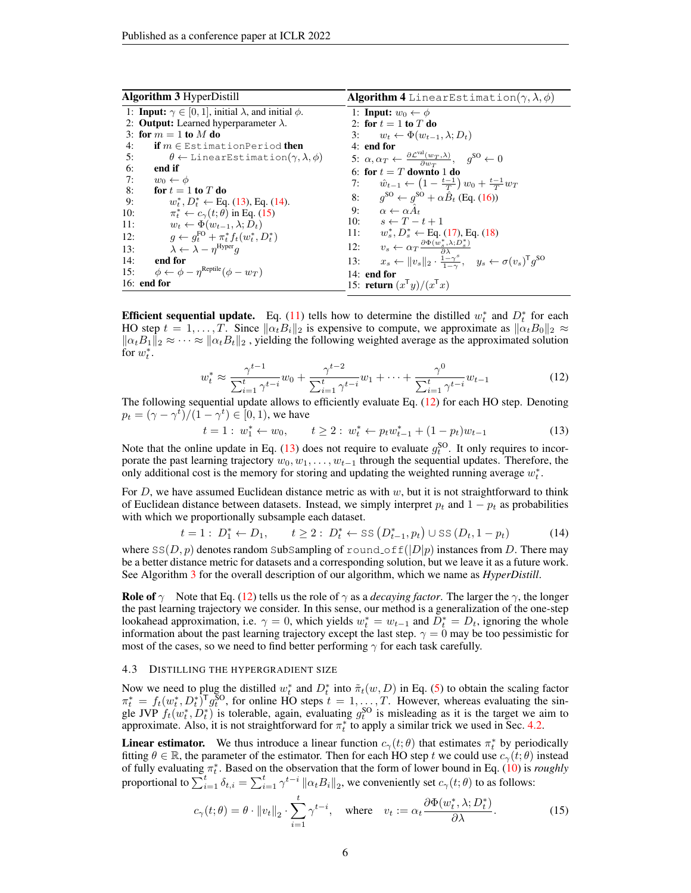**Algorithm 3** HyperDistill

```
1: Input: γ ∈ [0, 1], initial λ, and initial φ.
2: Output: Learned hyperparameter λ.
3: for m = 1 to M do
4:     if m ∈ EstimationPeriod then
5:         θ ← LinearEstimation(γ, λ, φ)
6:     end if
7:     w_0 ← φ
8:     for t = 1 to T do
9:         w*_t, D*_t ← Eq. (13), Eq. (14).
10:        π*_t ← c_γ(t; θ) in Eq. (15)
11:        w_t ← Φ(w_{t-1}, λ; D_t)
12:        g ← g^FO_t + π*_t f_t(w*_t, D*_t)
13:        λ ← λ − η^Hyper g
14:    end for
15:    φ ← φ − η^Reptile (φ − w_T)
16: end for
```

**Algorithm 4** LinearEstimation($\gamma, \lambda, \phi$)

```
1: Input: w_0 ← φ
2: for t = 1 to T do
3:     w_t ← Φ(w_{t-1}, λ; D_t)
4: end for
5: α, α_T ← ∂L^val(w_T, λ)/∂w_T,   g^SO ← 0
6: for t = T downto 1 do
7:     ŵ_{t-1} ← (1 − (t−1)/T) w_0 + ((t−1)/T) w_T
8:     g^SO ← g^SO + α B̂_t (Eq. (16))
9:     α ← α Â_t
10:    s ← T − t + 1
11:    w*_s, D*_s ← Eq. (17), Eq. (18)
12:    v_s ← α_T ∂Φ(w*_s, λ; D*_s)/∂λ
13:    x_s ← ||v_s||_2 · (1 − γ^s)/(1 − γ),   y_s ← σ(v_s)^T g^SO
14: end for
15: return (x^T y)/(x^T x)
```

**Efficient sequential update.** Eq. (11) tells how to determine the distilled $w_t^*$ and $D_t^*$ for each HO step $t = 1, \ldots, T$. Since $\|\alpha_t B_i\|_2$ is expensive to compute, we approximate as $\|\alpha_t B_0\|_2 \approx \|\alpha_t B_1\|_2 \approx \cdots \approx \|\alpha_t B_t\|_2$ , yielding the following weighted average as the approximated solution for $w_t^*$.

$$w_t^* \approx \frac{\gamma^{t-1}}{\sum_{i=1}^t \gamma^{t-i}} w_0 + \frac{\gamma^{t-2}}{\sum_{i=1}^t \gamma^{t-i}} w_1 + \cdots + \frac{\gamma^0}{\sum_{i=1}^t \gamma^{t-i}} w_{t-1} \tag{12}$$

The following sequential update allows to efficiently evaluate Eq. (12) for each HO step. Denoting $p_t = (\gamma - \gamma^t)/(1 - \gamma^t) \in [0, 1)$, we have

$$t = 1: \; w_1^* \leftarrow w_0, \qquad t \geq 2: \; w_t^* \leftarrow p_t w_{t-1}^* + (1 - p_t) w_{t-1} \tag{13}$$

Note that the online update in Eq. (13) does not require to evaluate $g_t^{\text{SO}}$. It only requires to incorporate the past learning trajectory $w_0, w_1, \ldots, w_{t-1}$ through the sequential updates. Therefore, the only additional cost is the memory for storing and updating the weighted running average $w_t^*$.

For $D$, we have assumed Euclidean distance metric as with $w$, but it is not straightforward to think of Euclidean distance between datasets. Instead, we simply interpret $p_t$ and $1 - p_t$ as probabilities with which we proportionally subsample each dataset.

$$t = 1: \; D_1^* \leftarrow D_1, \qquad t \geq 2: \; D_t^* \leftarrow \texttt{SS}\left(D_{t-1}^*, p_t\right) \cup \texttt{SS}\left(D_t, 1 - p_t\right) \tag{14}$$

where $\texttt{SS}(D, p)$ denotes random SubSampling of round_off($|D|p$) instances from $D$. There may be a better distance metric for datasets and a corresponding solution, but we leave it as a future work. See Algorithm 3 for the overall description of our algorithm, which we name as *HyperDistill*.

**Role of $\gamma$** Note that Eq. (12) tells us the role of $\gamma$ as a *decaying factor*. The larger the $\gamma$, the longer the past learning trajectory we consider. In this sense, our method is a generalization of the one-step lookahead approximation, i.e. $\gamma = 0$, which yields $w_t^* = w_{t-1}$ and $D_t^* = D_t$, ignoring the whole information about the past learning trajectory except the last step. $\gamma = 0$ may be too pessimistic for most of the cases, so we need to find better performing $\gamma$ for each task carefully.

### 4.3 Distilling the Hypergradient Size

Now we need to plug the distilled $w_t^*$ and $D_t^*$ into $\tilde{\pi}_t(w, D)$ in Eq. (5) to obtain the scaling factor $\pi_t^* = f_t(w_t^*, D_t^*)^\mathsf{T} g_t^{\text{SO}}$, for online HO steps $t = 1, \ldots, T$. However, whereas evaluating the single JVP $f_t(w_t^*, D_t^*)$ is tolerable, again, evaluating $g_t^{\text{SO}}$ is misleading as it is the target we aim to approximate. Also, it is not straightforward for $\pi_t^*$ to apply a similar trick we used in Sec. 4.2.

**Linear estimator.** We thus introduce a linear function $c_\gamma(t; \theta)$ that estimates $\pi_t^*$ by periodically fitting $\theta \in \mathbb{R}$, the parameter of the estimator. Then for each HO step $t$ we could use $c_\gamma(t; \theta)$ instead of fully evaluating $\pi_t^*$. Based on the observation that the form of lower bound in Eq. (10) is *roughly* proportional to $\sum_{i=1}^t \delta_{t,i} = \sum_{i=1}^t \gamma^{t-i} \|\alpha_t B_i\|_2$, we conveniently set $c_\gamma(t; \theta)$ to as follows:

$$c_\gamma(t; \theta) = \theta \cdot \|v_t\|_2 \cdot \sum_{i=1}^t \gamma^{t-i}, \quad \text{where} \quad v_t := \alpha_t \frac{\partial \Phi(w_t^*, \lambda; D_t^*)}{\partial \lambda}. \tag{15}$$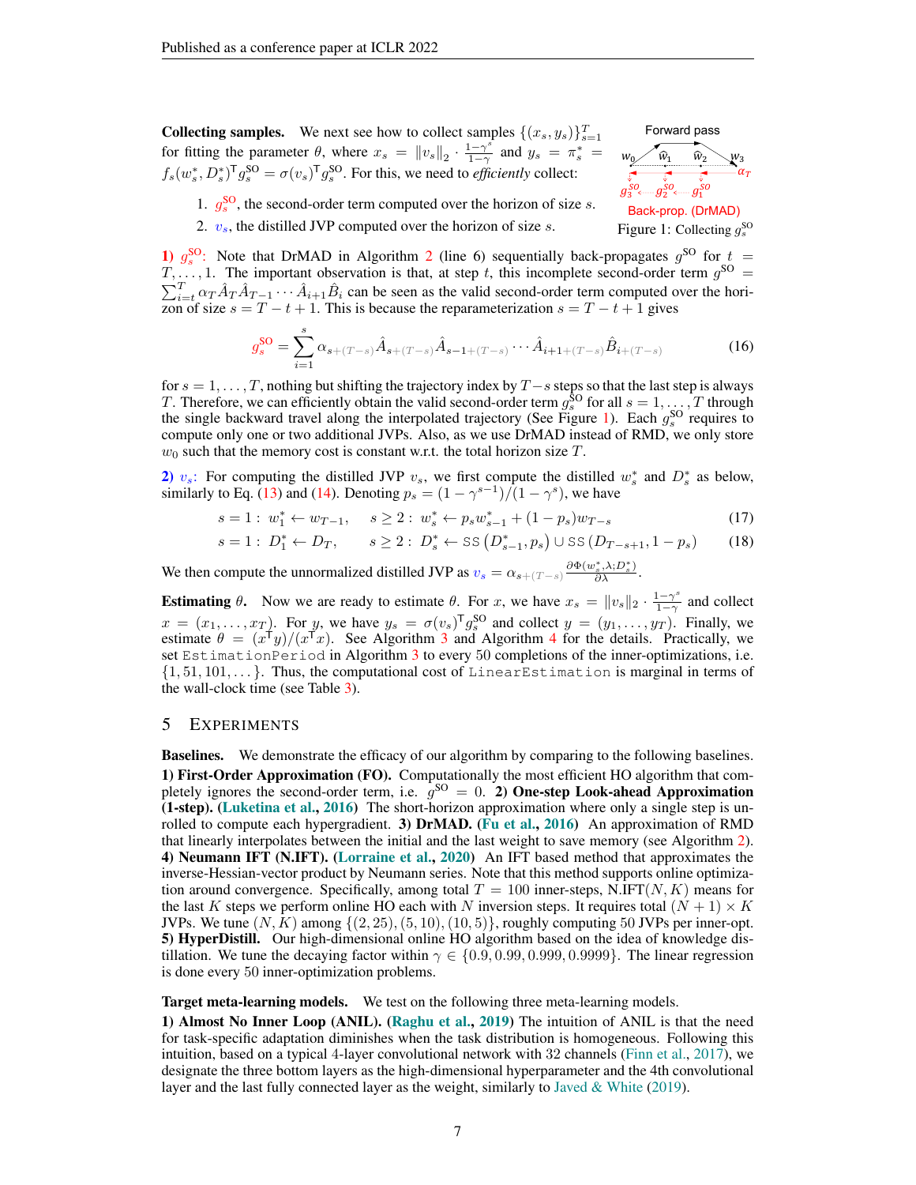**Collecting samples.** We next see how to collect samples $\{(x_s, y_s)\}_{s=1}^T$ for fitting the parameter $\theta$, where $x_s = \|v_s\|_2 \cdot \frac{1-\gamma^s}{1-\gamma}$ and $y_s = \pi_s^* = f_s(w_s^*, D_s^*)^\top g_s^{\text{SO}} = \sigma(v_s)^\top g_s^{\text{SO}}$. For this, we need to *efficiently* collect:

1. $g_s^{\text{SO}}$, the second-order term computed over the horizon of size $s$.
2. $v_s$, the distilled JVP computed over the horizon of size $s$.

Figure 1: Collecting $g_s^{\text{SO}}$

**1)** $g_s^{\text{SO}}$: Note that DrMAD in Algorithm 2 (line 6) sequentially back-propagates $g^{\text{SO}}$ for $t = T, \ldots, 1$. The important observation is that, at step $t$, this incomplete second-order term $g^{\text{SO}} = \sum_{i=t}^T \alpha_T \hat{A}_T \hat{A}_{T-1} \cdots \hat{A}_{i+1} \hat{B}_i$ can be seen as the valid second-order term computed over the horizon of size $s = T - t + 1$. This is because the reparameterization $s = T - t + 1$ gives

$$g_s^{\text{SO}} = \sum_{i=1}^{s} \alpha_{s+(T-s)} \hat{A}_{s+(T-s)} \hat{A}_{s-1+(T-s)} \cdots \hat{A}_{i+1+(T-s)} \hat{B}_{i+(T-s)} \tag{16}$$

for $s = 1, \ldots, T$, nothing but shifting the trajectory index by $T - s$ steps so that the last step is always $T$. Therefore, we can efficiently obtain the valid second-order term $g_s^{\text{SO}}$ for all $s = 1, \ldots, T$ through the single backward travel along the interpolated trajectory (See Figure 1). Each $g_s^{\text{SO}}$ requires to compute only one or two additional JVPs. Also, as we use DrMAD instead of RMD, we only store $w_0$ such that the memory cost is constant w.r.t. the total horizon size $T$.

**2)** $v_s$: For computing the distilled JVP $v_s$, we first compute the distilled $w_s^*$ and $D_s^*$ as below, similarly to Eq. (13) and (14). Denoting $p_s = (1-\gamma^{s-1})/(1-\gamma^s)$, we have

$$s = 1: \; w_1^* \leftarrow w_{T-1}, \qquad s \geq 2: \; w_s^* \leftarrow p_s w_{s-1}^* + (1-p_s) w_{T-s} \tag{17}$$

$$s = 1: \; D_1^* \leftarrow D_T, \qquad s \geq 2: \; D_s^* \leftarrow \text{SS}\left(D_{s-1}^*, p_s\right) \cup \text{SS}\left(D_{T-s+1}, 1-p_s\right) \tag{18}$$

We then compute the unnormalized distilled JVP as $v_s = \alpha_{s+(T-s)} \frac{\partial \Phi(w_s^*, \lambda; D_s^*)}{\partial \lambda}$.

**Estimating** $\theta$. Now we are ready to estimate $\theta$. For $x$, we have $x_s = \|v_s\|_2 \cdot \frac{1-\gamma^s}{1-\gamma}$ and collect $x = (x_1, \ldots, x_T)$. For $y$, we have $y_s = \sigma(v_s)^\top g_s^{\text{SO}}$ and collect $y = (y_1, \ldots, y_T)$. Finally, we estimate $\theta = (x^\top y)/(x^\top x)$. See Algorithm 3 and Algorithm 4 for the details. Practically, we set `EstimationPeriod` in Algorithm 3 to every 50 completions of the inner-optimizations, i.e. $\{1, 51, 101, \ldots\}$. Thus, the computational cost of `LinearEstimation` is marginal in terms of the wall-clock time (see Table 3).

## 5 Experiments

**Baselines.** We demonstrate the efficacy of our algorithm by comparing to the following baselines. **1) First-Order Approximation (FO).** Computationally the most efficient HO algorithm that completely ignores the second-order term, i.e. $g^{\text{SO}} = 0$. **2) One-step Look-ahead Approximation (1-step). (Luketina et al., 2016)** The short-horizon approximation where only a single step is unrolled to compute each hypergradient. **3) DrMAD. (Fu et al., 2016)** An approximation of RMD that linearly interpolates between the initial and the last weight to save memory (see Algorithm 2). **4) Neumann IFT (N.IFT). (Lorraine et al., 2020)** An IFT based method that approximates the inverse-Hessian-vector product by Neumann series. Note that this method supports online optimization around convergence. Specifically, among total $T = 100$ inner-steps, N.IFT$(N, K)$ means for the last $K$ steps we perform online HO each with $N$ inversion steps. It requires total $(N+1) \times K$ JVPs. We tune $(N, K)$ among $\{(2, 25), (5, 10), (10, 5)\}$, roughly computing 50 JVPs per inner-opt. **5) HyperDistill.** Our high-dimensional online HO algorithm based on the idea of knowledge distillation. We tune the decaying factor within $\gamma \in \{0.9, 0.99, 0.999, 0.9999\}$. The linear regression is done every 50 inner-optimization problems.

**Target meta-learning models.** We test on the following three meta-learning models.
**1) Almost No Inner Loop (ANIL). (Raghu et al., 2019)** The intuition of ANIL is that the need for task-specific adaptation diminishes when the task distribution is homogeneous. Following this intuition, based on a typical 4-layer convolutional network with 32 channels (Finn et al., 2017), we designate the three bottom layers as the high-dimensional hyperparameter and the 4th convolutional layer and the last fully connected layer as the weight, similarly to Javed & White (2019).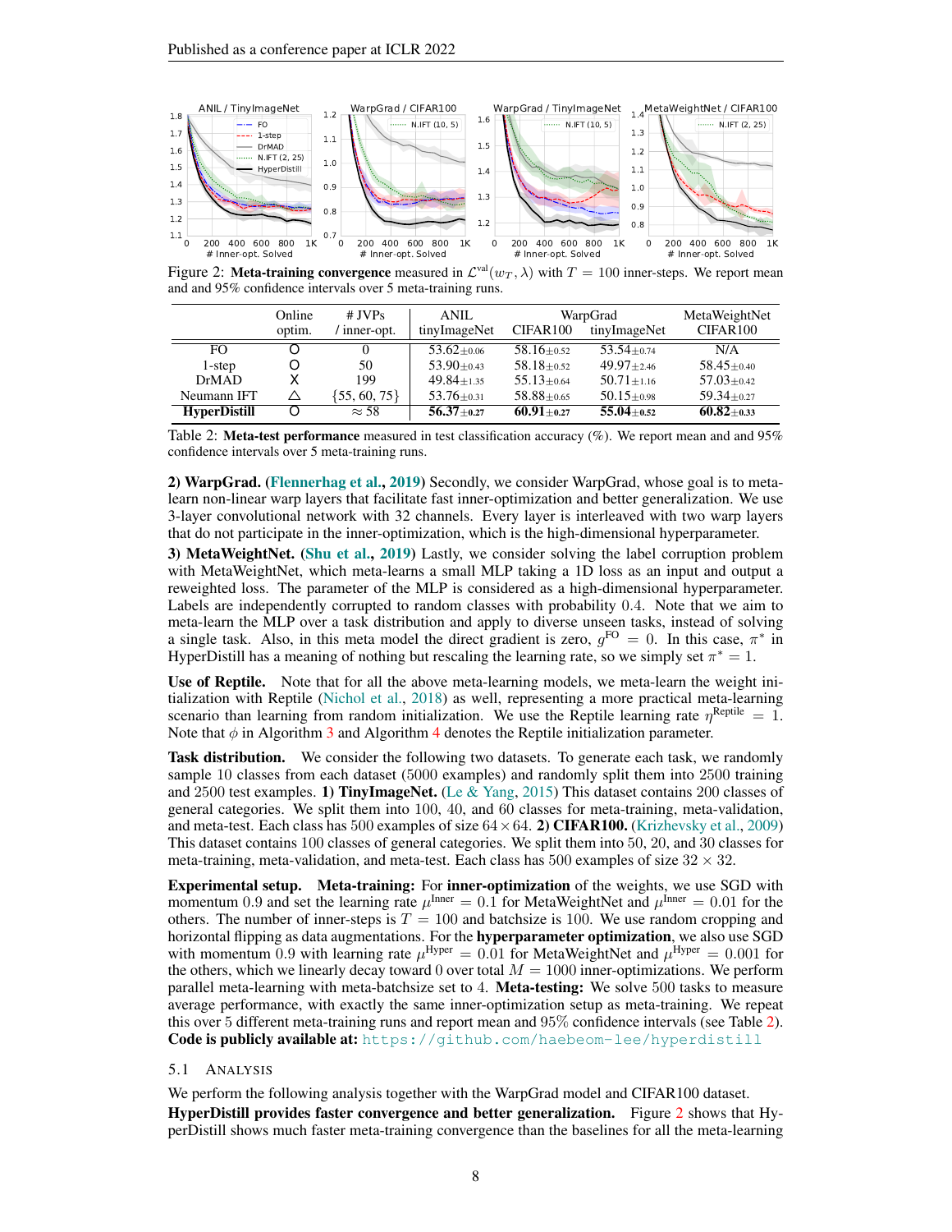Figure 2: **Meta-training convergence** measured in $\mathcal{L}^{\text{val}}(w_T, \lambda)$ with $T = 100$ inner-steps. We report mean and and 95% confidence intervals over 5 meta-training runs.

| | Online optim. | # JVPs / inner-opt. | ANIL tinyImageNet | WarpGrad CIFAR100 | WarpGrad tinyImageNet | MetaWeightNet CIFAR100 |
|---|---|---|---|---|---|---|
| FO | O | 0 | $53.62_{\pm 0.06}$ | $58.16_{\pm 0.52}$ | $53.54_{\pm 0.74}$ | N/A |
| 1-step | O | 50 | $53.90_{\pm 0.43}$ | $58.18_{\pm 0.52}$ | $49.97_{\pm 2.46}$ | $58.45_{\pm 0.40}$ |
| DrMAD | X | 199 | $49.84_{\pm 1.35}$ | $55.13_{\pm 0.64}$ | $50.71_{\pm 1.16}$ | $57.03_{\pm 0.42}$ |
| Neumann IFT | △ | {55, 60, 75} | $53.76_{\pm 0.31}$ | $58.88_{\pm 0.65}$ | $50.15_{\pm 0.98}$ | $59.34_{\pm 0.27}$ |
| **HyperDistill** | O | $\approx 58$ | $\mathbf{56.37}_{\pm 0.27}$ | $\mathbf{60.91}_{\pm 0.27}$ | $\mathbf{55.04}_{\pm 0.52}$ | $\mathbf{60.82}_{\pm 0.33}$ |

Table 2: **Meta-test performance** measured in test classification accuracy (%). We report mean and and 95% confidence intervals over 5 meta-training runs.

**2) WarpGrad.** (Flennerhag et al., 2019) Secondly, we consider WarpGrad, whose goal is to meta-learn non-linear warp layers that facilitate fast inner-optimization and better generalization. We use 3-layer convolutional network with 32 channels. Every layer is interleaved with two warp layers that do not participate in the inner-optimization, which is the high-dimensional hyperparameter.

**3) MetaWeightNet.** (Shu et al., 2019) Lastly, we consider solving the label corruption problem with MetaWeightNet, which meta-learns a small MLP taking a 1D loss as an input and output a reweighted loss. The parameter of the MLP is considered as a high-dimensional hyperparameter. Labels are independently corrupted to random classes with probability 0.4. Note that we aim to meta-learn the MLP over a task distribution and apply to diverse unseen tasks, instead of solving a single task. Also, in this meta model the direct gradient is zero, $g^{\text{FO}} = 0$. In this case, $\pi^*$ in HyperDistill has a meaning of nothing but rescaling the learning rate, so we simply set $\pi^* = 1$.

**Use of Reptile.** Note that for all the above meta-learning models, we meta-learn the weight initialization with Reptile (Nichol et al., 2018) as well, representing a more practical meta-learning scenario than learning from random initialization. We use the Reptile learning rate $\eta^{\text{Reptile}} = 1$. Note that $\phi$ in Algorithm 3 and Algorithm 4 denotes the Reptile initialization parameter.

**Task distribution.** We consider the following two datasets. To generate each task, we randomly sample 10 classes from each dataset (5000 examples) and randomly split them into 2500 training and 2500 test examples. **1) TinyImageNet.** (Le & Yang, 2015) This dataset contains 200 classes of general categories. We split them into 100, 40, and 60 classes for meta-training, meta-validation, and meta-test. Each class has 500 examples of size $64 \times 64$. **2) CIFAR100.** (Krizhevsky et al., 2009) This dataset contains 100 classes of general categories. We split them into 50, 20, and 30 classes for meta-training, meta-validation, and meta-test. Each class has 500 examples of size $32 \times 32$.

**Experimental setup. Meta-training:** For **inner-optimization** of the weights, we use SGD with momentum 0.9 and set the learning rate $\mu^{\text{Inner}} = 0.1$ for MetaWeightNet and $\mu^{\text{Inner}} = 0.01$ for the others. The number of inner-steps is $T = 100$ and batchsize is 100. We use random cropping and horizontal flipping as data augmentations. For the **hyperparameter optimization**, we also use SGD with momentum 0.9 with learning rate $\mu^{\text{Hyper}} = 0.01$ for MetaWeightNet and $\mu^{\text{Hyper}} = 0.001$ for the others, which we linearly decay toward 0 over total $M = 1000$ inner-optimizations. We perform parallel meta-learning with meta-batchsize set to 4. **Meta-testing:** We solve 500 tasks to measure average performance, with exactly the same inner-optimization setup as meta-training. We repeat this over 5 different meta-training runs and report mean and 95% confidence intervals (see Table 2). **Code is publicly available at:** https://github.com/haebeom-lee/hyperdistill

### 5.1 Analysis

We perform the following analysis together with the WarpGrad model and CIFAR100 dataset.

**HyperDistill provides faster convergence and better generalization.** Figure 2 shows that HyperDistill shows much faster meta-training convergence than the baselines for all the meta-learning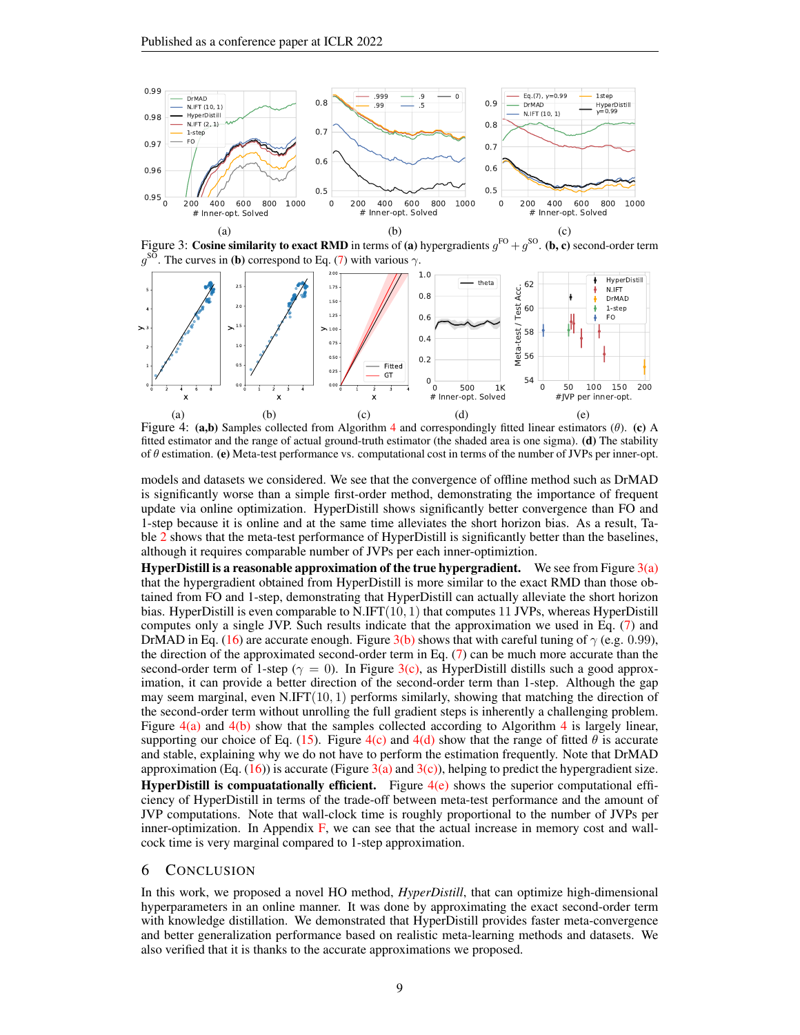Figure 3: **Cosine similarity to exact RMD** in terms of **(a)** hypergradients $g^{\text{FO}} + g^{\text{SO}}$. **(b, c)** second-order term $g^{\text{SO}}$. The curves in **(b)** correspond to Eq. (7) with various $\gamma$.

Figure 4: **(a,b)** Samples collected from Algorithm 4 and correspondingly fitted linear estimators ($\theta$). **(c)** A fitted estimator and the range of actual ground-truth estimator (the shaded area is one sigma). **(d)** The stability of $\theta$ estimation. **(e)** Meta-test performance vs. computational cost in terms of the number of JVPs per inner-opt.

models and datasets we considered. We see that the convergence of offline method such as DrMAD is significantly worse than a simple first-order method, demonstrating the importance of frequent update via online optimization. HyperDistill shows significantly better convergence than FO and 1-step because it is online and at the same time alleviates the short horizon bias. As a result, Table 2 shows that the meta-test performance of HyperDistill is significantly better than the baselines, although it requires comparable number of JVPs per each inner-optimiztion.

**HyperDistill is a reasonable approximation of the true hypergradient.** We see from Figure 3(a) that the hypergradient obtained from HyperDistill is more similar to the exact RMD than those obtained from FO and 1-step, demonstrating that HyperDistill can actually alleviate the short horizon bias. HyperDistill is even comparable to N.IFT$(10, 1)$ that computes 11 JVPs, whereas HyperDistill computes only a single JVP. Such results indicate that the approximation we used in Eq. (7) and DrMAD in Eq. (16) are accurate enough. Figure 3(b) shows that with careful tuning of $\gamma$ (e.g. $0.99$), the direction of the approximated second-order term in Eq. (7) can be much more accurate than the second-order term of 1-step ($\gamma = 0$). In Figure 3(c), as HyperDistill distills such a good approximation, it can provide a better direction of the second-order term than 1-step. Although the gap may seem marginal, even N.IFT$(10, 1)$ performs similarly, showing that matching the direction of the second-order term without unrolling the full gradient steps is inherently a challenging problem. Figure 4(a) and 4(b) show that the samples collected according to Algorithm 4 is largely linear, supporting our choice of Eq. (15). Figure 4(c) and 4(d) show that the range of fitted $\theta$ is accurate and stable, explaining why we do not have to perform the estimation frequently. Note that DrMAD approximation (Eq. (16)) is accurate (Figure 3(a) and 3(c)), helping to predict the hypergradient size.

**HyperDistill is compuatationally efficient.** Figure 4(e) shows the superior computational efficiency of HyperDistill in terms of the trade-off between meta-test performance and the amount of JVP computations. Note that wall-clock time is roughly proportional to the number of JVPs per inner-optimization. In Appendix F, we can see that the actual increase in memory cost and wall-cock time is very marginal compared to 1-step approximation.

## 6 Conclusion

In this work, we proposed a novel HO method, *HyperDistill*, that can optimize high-dimensional hyperparameters in an online manner. It was done by approximating the exact second-order term with knowledge distillation. We demonstrated that HyperDistill provides faster meta-convergence and better generalization performance based on realistic meta-learning methods and datasets. We also verified that it is thanks to the accurate approximations we proposed.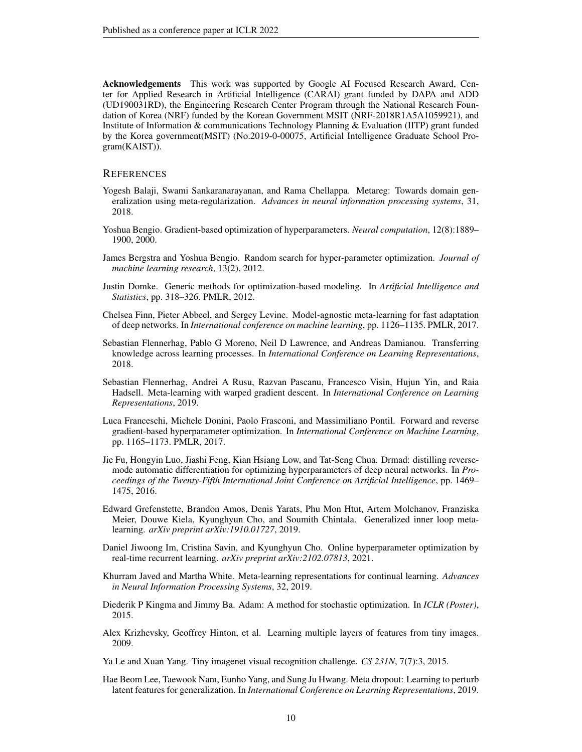**Acknowledgements** This work was supported by Google AI Focused Research Award, Center for Applied Research in Artificial Intelligence (CARAI) grant funded by DAPA and ADD (UD190031RD), the Engineering Research Center Program through the National Research Foundation of Korea (NRF) funded by the Korean Government MSIT (NRF-2018R1A5A1059921), and Institute of Information & communications Technology Planning & Evaluation (IITP) grant funded by the Korea government(MSIT) (No.2019-0-00075, Artificial Intelligence Graduate School Program(KAIST)).

## REFERENCES

Yogesh Balaji, Swami Sankaranarayanan, and Rama Chellappa. Metareg: Towards domain generalization using meta-regularization. *Advances in neural information processing systems*, 31, 2018.

Yoshua Bengio. Gradient-based optimization of hyperparameters. *Neural computation*, 12(8):1889–1900, 2000.

James Bergstra and Yoshua Bengio. Random search for hyper-parameter optimization. *Journal of machine learning research*, 13(2), 2012.

Justin Domke. Generic methods for optimization-based modeling. In *Artificial Intelligence and Statistics*, pp. 318–326. PMLR, 2012.

Chelsea Finn, Pieter Abbeel, and Sergey Levine. Model-agnostic meta-learning for fast adaptation of deep networks. In *International conference on machine learning*, pp. 1126–1135. PMLR, 2017.

Sebastian Flennerhag, Pablo G Moreno, Neil D Lawrence, and Andreas Damianou. Transferring knowledge across learning processes. In *International Conference on Learning Representations*, 2018.

Sebastian Flennerhag, Andrei A Rusu, Razvan Pascanu, Francesco Visin, Hujun Yin, and Raia Hadsell. Meta-learning with warped gradient descent. In *International Conference on Learning Representations*, 2019.

Luca Franceschi, Michele Donini, Paolo Frasconi, and Massimiliano Pontil. Forward and reverse gradient-based hyperparameter optimization. In *International Conference on Machine Learning*, pp. 1165–1173. PMLR, 2017.

Jie Fu, Hongyin Luo, Jiashi Feng, Kian Hsiang Low, and Tat-Seng Chua. Drmad: distilling reverse-mode automatic differentiation for optimizing hyperparameters of deep neural networks. In *Proceedings of the Twenty-Fifth International Joint Conference on Artificial Intelligence*, pp. 1469–1475, 2016.

Edward Grefenstette, Brandon Amos, Denis Yarats, Phu Mon Htut, Artem Molchanov, Franziska Meier, Douwe Kiela, Kyunghyun Cho, and Soumith Chintala. Generalized inner loop meta-learning. *arXiv preprint arXiv:1910.01727*, 2019.

Daniel Jiwoong Im, Cristina Savin, and Kyunghyun Cho. Online hyperparameter optimization by real-time recurrent learning. *arXiv preprint arXiv:2102.07813*, 2021.

Khurram Javed and Martha White. Meta-learning representations for continual learning. *Advances in Neural Information Processing Systems*, 32, 2019.

Diederik P Kingma and Jimmy Ba. Adam: A method for stochastic optimization. In *ICLR (Poster)*, 2015.

Alex Krizhevsky, Geoffrey Hinton, et al. Learning multiple layers of features from tiny images. 2009.

Ya Le and Xuan Yang. Tiny imagenet visual recognition challenge. *CS 231N*, 7(7):3, 2015.

Hae Beom Lee, Taewook Nam, Eunho Yang, and Sung Ju Hwang. Meta dropout: Learning to perturb latent features for generalization. In *International Conference on Learning Representations*, 2019.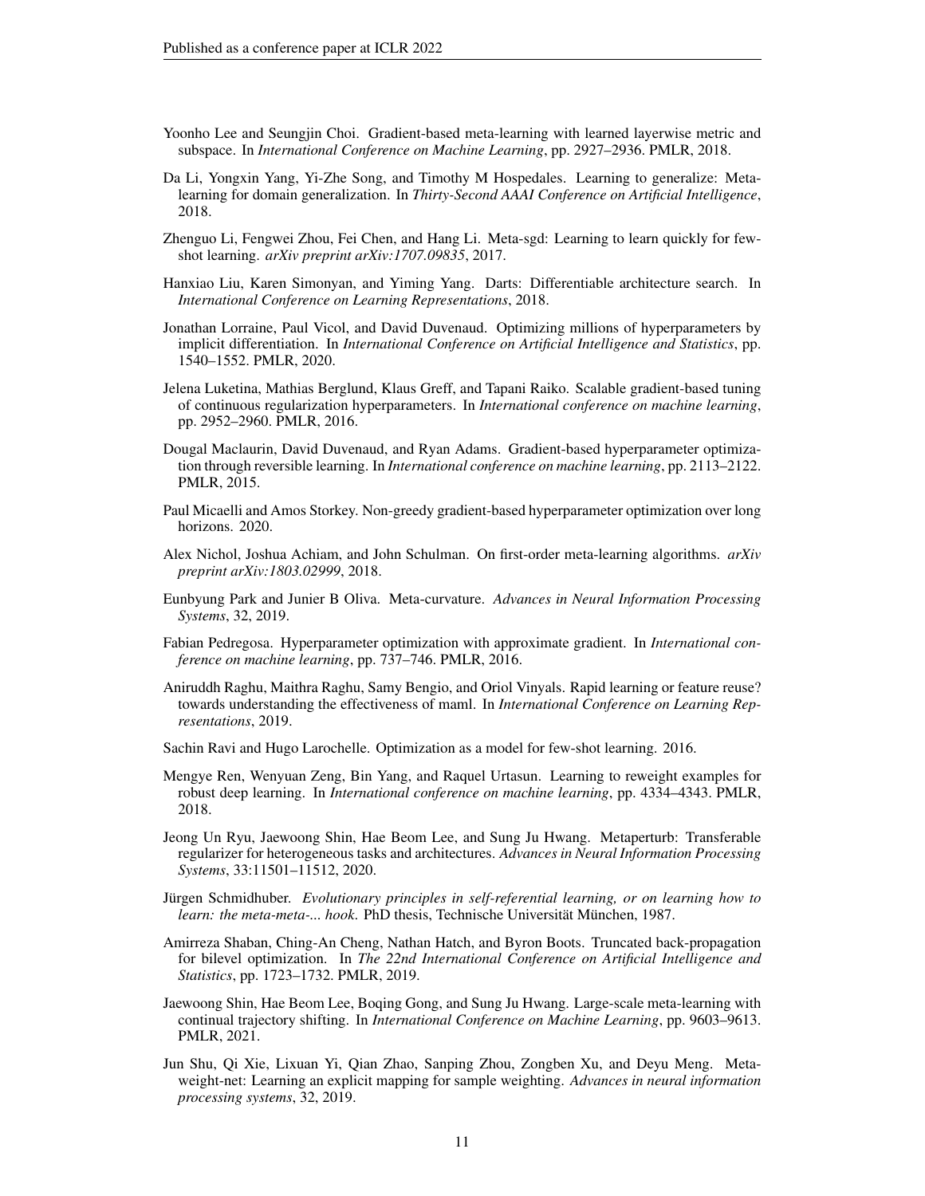Yoonho Lee and Seungjin Choi. Gradient-based meta-learning with learned layerwise metric and subspace. In *International Conference on Machine Learning*, pp. 2927–2936. PMLR, 2018.

Da Li, Yongxin Yang, Yi-Zhe Song, and Timothy M Hospedales. Learning to generalize: Meta-learning for domain generalization. In *Thirty-Second AAAI Conference on Artificial Intelligence*, 2018.

Zhenguo Li, Fengwei Zhou, Fei Chen, and Hang Li. Meta-sgd: Learning to learn quickly for few-shot learning. *arXiv preprint arXiv:1707.09835*, 2017.

Hanxiao Liu, Karen Simonyan, and Yiming Yang. Darts: Differentiable architecture search. In *International Conference on Learning Representations*, 2018.

Jonathan Lorraine, Paul Vicol, and David Duvenaud. Optimizing millions of hyperparameters by implicit differentiation. In *International Conference on Artificial Intelligence and Statistics*, pp. 1540–1552. PMLR, 2020.

Jelena Luketina, Mathias Berglund, Klaus Greff, and Tapani Raiko. Scalable gradient-based tuning of continuous regularization hyperparameters. In *International conference on machine learning*, pp. 2952–2960. PMLR, 2016.

Dougal Maclaurin, David Duvenaud, and Ryan Adams. Gradient-based hyperparameter optimization through reversible learning. In *International conference on machine learning*, pp. 2113–2122. PMLR, 2015.

Paul Micaelli and Amos Storkey. Non-greedy gradient-based hyperparameter optimization over long horizons. 2020.

Alex Nichol, Joshua Achiam, and John Schulman. On first-order meta-learning algorithms. *arXiv preprint arXiv:1803.02999*, 2018.

Eunbyung Park and Junier B Oliva. Meta-curvature. *Advances in Neural Information Processing Systems*, 32, 2019.

Fabian Pedregosa. Hyperparameter optimization with approximate gradient. In *International conference on machine learning*, pp. 737–746. PMLR, 2016.

Aniruddh Raghu, Maithra Raghu, Samy Bengio, and Oriol Vinyals. Rapid learning or feature reuse? towards understanding the effectiveness of maml. In *International Conference on Learning Representations*, 2019.

Sachin Ravi and Hugo Larochelle. Optimization as a model for few-shot learning. 2016.

Mengye Ren, Wenyuan Zeng, Bin Yang, and Raquel Urtasun. Learning to reweight examples for robust deep learning. In *International conference on machine learning*, pp. 4334–4343. PMLR, 2018.

Jeong Un Ryu, Jaewoong Shin, Hae Beom Lee, and Sung Ju Hwang. Metaperturb: Transferable regularizer for heterogeneous tasks and architectures. *Advances in Neural Information Processing Systems*, 33:11501–11512, 2020.

Jürgen Schmidhuber. *Evolutionary principles in self-referential learning, or on learning how to learn: the meta-meta-... hook*. PhD thesis, Technische Universität München, 1987.

Amirreza Shaban, Ching-An Cheng, Nathan Hatch, and Byron Boots. Truncated back-propagation for bilevel optimization. In *The 22nd International Conference on Artificial Intelligence and Statistics*, pp. 1723–1732. PMLR, 2019.

Jaewoong Shin, Hae Beom Lee, Boqing Gong, and Sung Ju Hwang. Large-scale meta-learning with continual trajectory shifting. In *International Conference on Machine Learning*, pp. 9603–9613. PMLR, 2021.

Jun Shu, Qi Xie, Lixuan Yi, Qian Zhao, Sanping Zhou, Zongben Xu, and Deyu Meng. Meta-weight-net: Learning an explicit mapping for sample weighting. *Advances in neural information processing systems*, 32, 2019.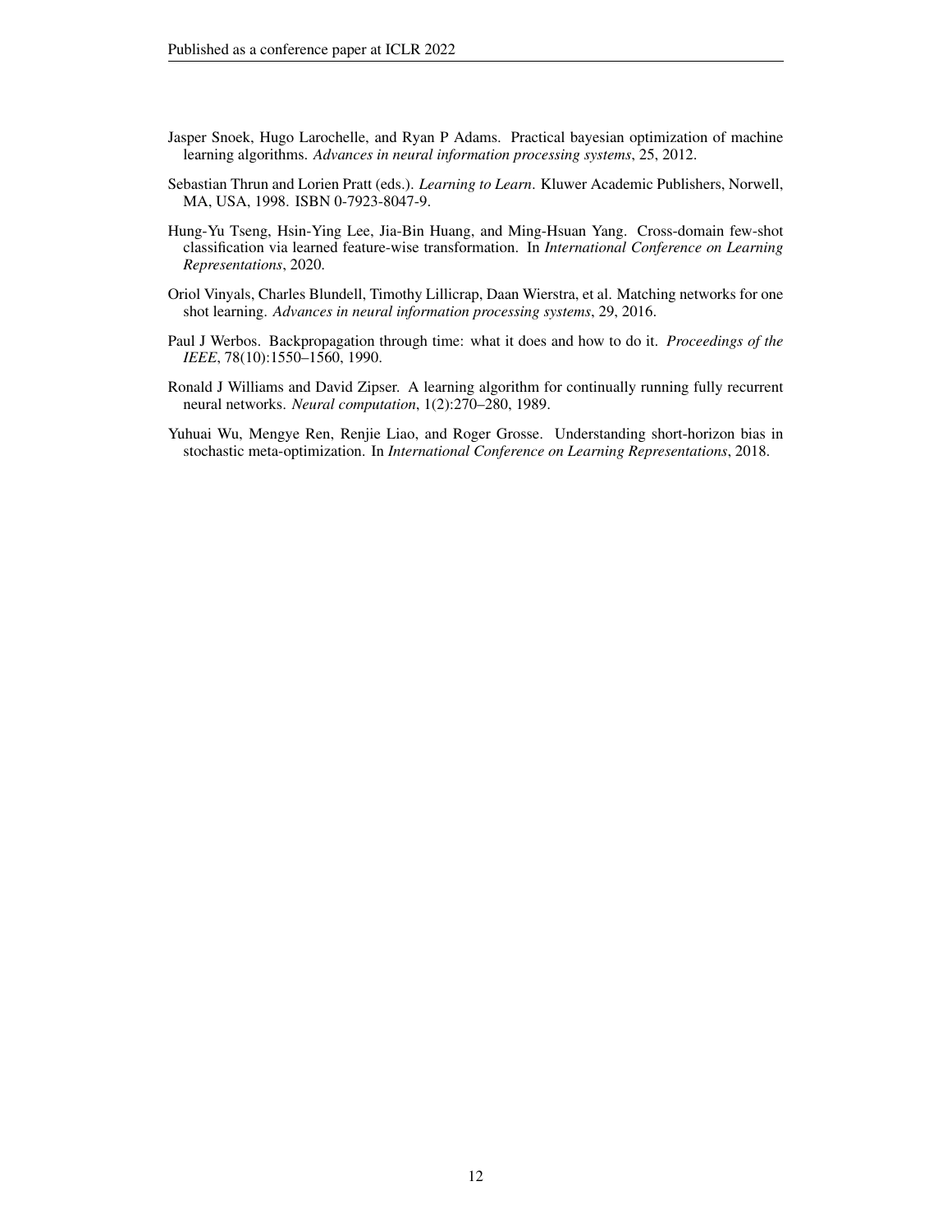Jasper Snoek, Hugo Larochelle, and Ryan P Adams. Practical bayesian optimization of machine learning algorithms. *Advances in neural information processing systems*, 25, 2012.

Sebastian Thrun and Lorien Pratt (eds.). *Learning to Learn*. Kluwer Academic Publishers, Norwell, MA, USA, 1998. ISBN 0-7923-8047-9.

Hung-Yu Tseng, Hsin-Ying Lee, Jia-Bin Huang, and Ming-Hsuan Yang. Cross-domain few-shot classification via learned feature-wise transformation. In *International Conference on Learning Representations*, 2020.

Oriol Vinyals, Charles Blundell, Timothy Lillicrap, Daan Wierstra, et al. Matching networks for one shot learning. *Advances in neural information processing systems*, 29, 2016.

Paul J Werbos. Backpropagation through time: what it does and how to do it. *Proceedings of the IEEE*, 78(10):1550–1560, 1990.

Ronald J Williams and David Zipser. A learning algorithm for continually running fully recurrent neural networks. *Neural computation*, 1(2):270–280, 1989.

Yuhuai Wu, Mengye Ren, Renjie Liao, and Roger Grosse. Understanding short-horizon bias in stochastic meta-optimization. In *International Conference on Learning Representations*, 2018.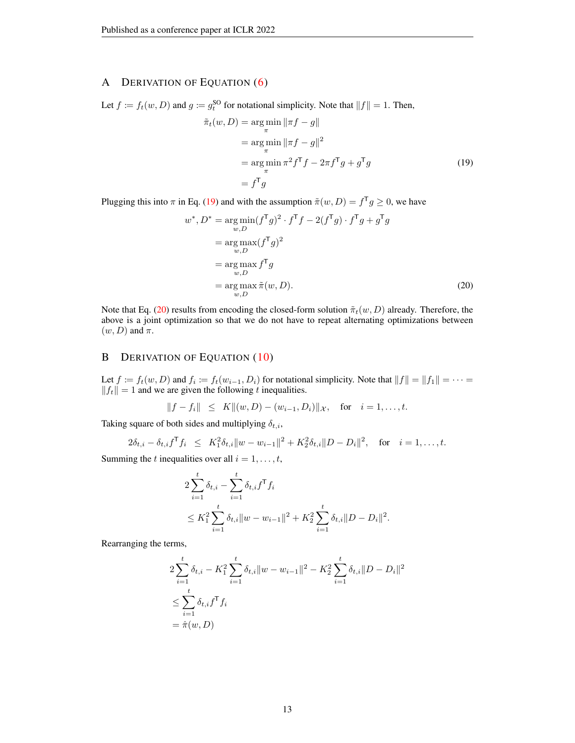## A DERIVATION OF EQUATION (6)

Let $f := f_t(w, D)$ and $g := g_t^{\text{SO}}$ for notational simplicity. Note that $\|f\| = 1$. Then,

$$
\begin{aligned}
\tilde{\pi}_t(w, D) &= \arg\min_{\pi} \|\pi f - g\| \\
&= \arg\min_{\pi} \|\pi f - g\|^2 \\
&= \arg\min_{\pi} \pi^2 f^\mathsf{T} f - 2\pi f^\mathsf{T} g + g^\mathsf{T} g \\
&= f^\mathsf{T} g
\end{aligned}
\tag{19}
$$

Plugging this into $\pi$ in Eq. (19) and with the assumption $\tilde{\pi}(w, D) = f^\mathsf{T} g \geq 0$, we have

$$
\begin{aligned}
w^*, D^* &= \arg\min_{w,D} (f^\mathsf{T} g)^2 \cdot f^\mathsf{T} f - 2(f^\mathsf{T} g) \cdot f^\mathsf{T} g + g^\mathsf{T} g \\
&= \arg\max_{w,D} (f^\mathsf{T} g)^2 \\
&= \arg\max_{w,D} f^\mathsf{T} g \\
&= \arg\max_{w,D} \tilde{\pi}(w, D).
\end{aligned}
\tag{20}
$$

Note that Eq. (20) results from encoding the closed-form solution $\tilde{\pi}_t(w, D)$ already. Therefore, the above is a joint optimization so that we do not have to repeat alternating optimizations between $(w, D)$ and $\pi$.

## B DERIVATION OF EQUATION (10)

Let $f := f_t(w, D)$ and $f_i := f_t(w_{i-1}, D_i)$ for notational simplicity. Note that $\|f\| = \|f_1\| = \cdots = \|f_t\| = 1$ and we are given the following $t$ inequalities.

$$
\|f - f_i\| \;\leq\; K\|(w, D) - (w_{i-1}, D_i)\|_{\mathcal{X}}, \quad \text{for} \quad i = 1, \ldots, t.
$$

Taking square of both sides and multiplying $\delta_{t,i}$,

$$
2\delta_{t,i} - \delta_{t,i} f^\mathsf{T} f_i \;\leq\; K_1^2 \delta_{t,i} \|w - w_{i-1}\|^2 + K_2^2 \delta_{t,i} \|D - D_i\|^2, \quad \text{for} \quad i = 1, \ldots, t.
$$

Summing the $t$ inequalities over all $i = 1, \ldots, t$,

$$
\begin{aligned}
&2\sum_{i=1}^{t} \delta_{t,i} - \sum_{i=1}^{t} \delta_{t,i} f^\mathsf{T} f_i \\
&\leq K_1^2 \sum_{i=1}^{t} \delta_{t,i} \|w - w_{i-1}\|^2 + K_2^2 \sum_{i=1}^{t} \delta_{t,i} \|D - D_i\|^2.
\end{aligned}
$$

Rearranging the terms,

$$
\begin{aligned}
&2\sum_{i=1}^{t} \delta_{t,i} - K_1^2 \sum_{i=1}^{t} \delta_{t,i} \|w - w_{i-1}\|^2 - K_2^2 \sum_{i=1}^{t} \delta_{t,i} \|D - D_i\|^2 \\
&\leq \sum_{i=1}^{t} \delta_{t,i} f^\mathsf{T} f_i \\
&= \hat{\pi}(w, D)
\end{aligned}
$$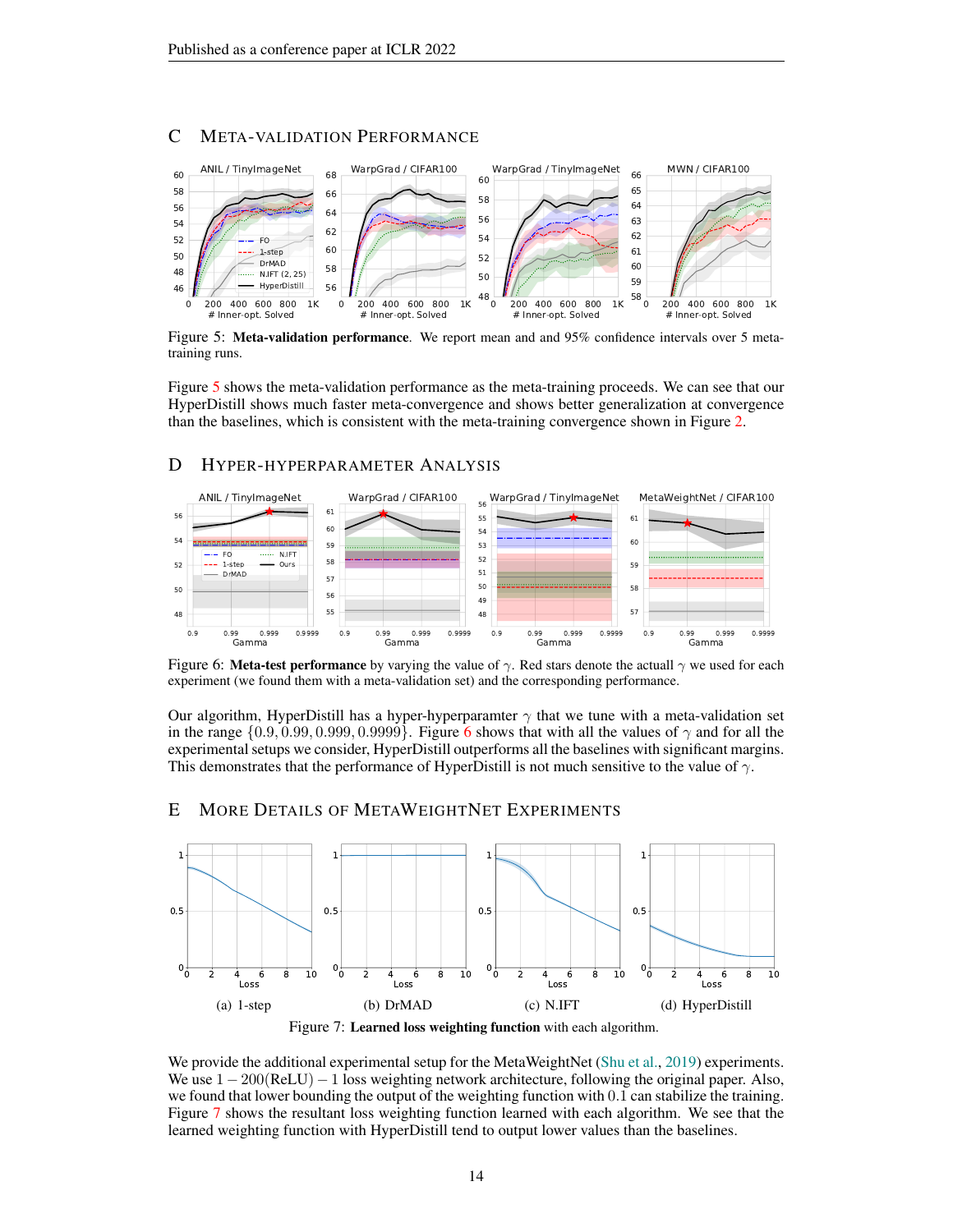# C META-VALIDATION PERFORMANCE

Figure 5: **Meta-validation performance**. We report mean and and 95% confidence intervals over 5 meta-training runs.

Figure 5 shows the meta-validation performance as the meta-training proceeds. We can see that our HyperDistill shows much faster meta-convergence and shows better generalization at convergence than the baselines, which is consistent with the meta-training convergence shown in Figure 2.

# D HYPER-HYPERPARAMETER ANALYSIS

Figure 6: **Meta-test performance** by varying the value of $\gamma$. Red stars denote the actuall $\gamma$ we used for each experiment (we found them with a meta-validation set) and the corresponding performance.

Our algorithm, HyperDistill has a hyper-hyperparamter $\gamma$ that we tune with a meta-validation set in the range $\{0.9, 0.99, 0.999, 0.9999\}$. Figure 6 shows that with all the values of $\gamma$ and for all the experimental setups we consider, HyperDistill outperforms all the baselines with significant margins. This demonstrates that the performance of HyperDistill is not much sensitive to the value of $\gamma$.

# E MORE DETAILS OF METAWEIGHTNET EXPERIMENTS

(a) 1-step (b) DrMAD (c) N.IFT (d) HyperDistill

Figure 7: **Learned loss weighting function** with each algorithm.

We provide the additional experimental setup for the MetaWeightNet (Shu et al., 2019) experiments. We use $1 - 200(\text{ReLU}) - 1$ loss weighting network architecture, following the original paper. Also, we found that lower bounding the output of the weighting function with $0.1$ can stabilize the training. Figure 7 shows the resultant loss weighting function learned with each algorithm. We see that the learned weighting function with HyperDistill tend to output lower values than the baselines.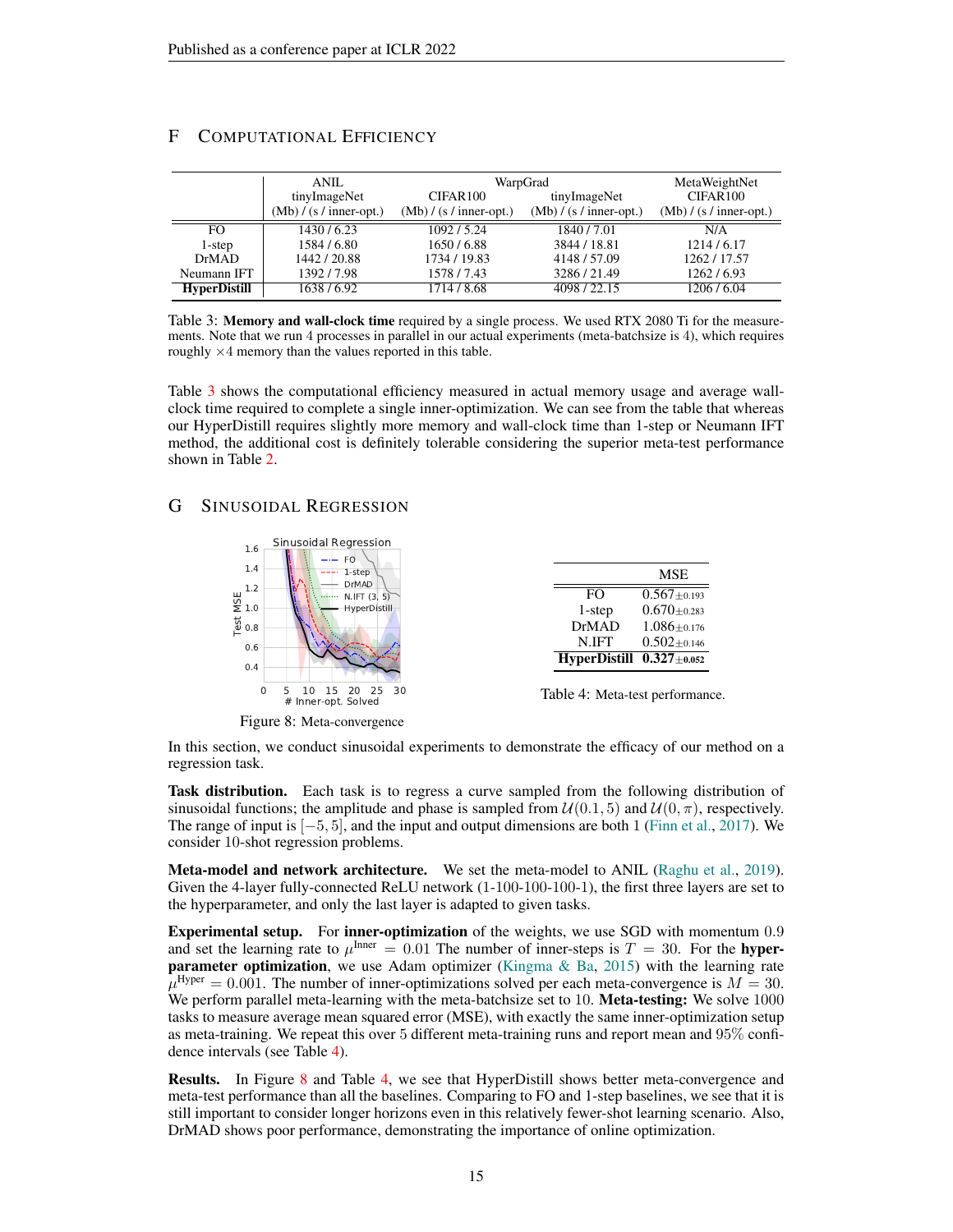# F Computational Efficiency

| | ANIL tinyImageNet (Mb) / (s / inner-opt.) | WarpGrad CIFAR100 (Mb) / (s / inner-opt.) | WarpGrad tinyImageNet (Mb) / (s / inner-opt.) | MetaWeightNet CIFAR100 (Mb) / (s / inner-opt.) |
|---|---|---|---|---|
| FO | 1430 / 6.23 | 1092 / 5.24 | 1840 / 7.01 | N/A |
| 1-step | 1584 / 6.80 | 1650 / 6.88 | 3844 / 18.81 | 1214 / 6.17 |
| DrMAD | 1442 / 20.88 | 1734 / 19.83 | 4148 / 57.09 | 1262 / 17.57 |
| Neumann IFT | 1392 / 7.98 | 1578 / 7.43 | 3286 / 21.49 | 1262 / 6.93 |
| **HyperDistill** | 1638 / 6.92 | 1714 / 8.68 | 4098 / 22.15 | 1206 / 6.04 |

Table 3: **Memory and wall-clock time** required by a single process. We used RTX 2080 Ti for the measurements. Note that we run 4 processes in parallel in our actual experiments (meta-batchsize is 4), which requires roughly $\times 4$ memory than the values reported in this table.

Table 3 shows the computational efficiency measured in actual memory usage and average wall-clock time required to complete a single inner-optimization. We can see from the table that whereas our HyperDistill requires slightly more memory and wall-clock time than 1-step or Neumann IFT method, the additional cost is definitely tolerable considering the superior meta-test performance shown in Table 2.

# G Sinusoidal Regression

Figure 8: Meta-convergence

| | MSE |
|---|---|
| FO | $0.567_{\pm 0.193}$ |
| 1-step | $0.670_{\pm 0.283}$ |
| DrMAD | $1.086_{\pm 0.176}$ |
| N.IFT | $0.502_{\pm 0.146}$ |
| **HyperDistill** | $\mathbf{0.327}_{\pm \mathbf{0.052}}$ |

Table 4: Meta-test performance.

In this section, we conduct sinusoidal experiments to demonstrate the efficacy of our method on a regression task.

**Task distribution.** Each task is to regress a curve sampled from the following distribution of sinusoidal functions; the amplitude and phase is sampled from $\mathcal{U}(0.1, 5)$ and $\mathcal{U}(0, \pi)$, respectively. The range of input is $[-5, 5]$, and the input and output dimensions are both 1 (Finn et al., 2017). We consider 10-shot regression problems.

**Meta-model and network architecture.** We set the meta-model to ANIL (Raghu et al., 2019). Given the 4-layer fully-connected ReLU network (1-100-100-100-1), the first three layers are set to the hyperparameter, and only the last layer is adapted to given tasks.

**Experimental setup.** For **inner-optimization** of the weights, we use SGD with momentum 0.9 and set the learning rate to $\mu^{\text{Inner}} = 0.01$ The number of inner-steps is $T = 30$. For the **hyperparameter optimization**, we use Adam optimizer (Kingma & Ba, 2015) with the learning rate $\mu^{\text{Hyper}} = 0.001$. The number of inner-optimizations solved per each meta-convergence is $M = 30$. We perform parallel meta-learning with the meta-batchsize set to 10. **Meta-testing:** We solve 1000 tasks to measure average mean squared error (MSE), with exactly the same inner-optimization setup as meta-training. We repeat this over 5 different meta-training runs and report mean and 95% confidence intervals (see Table 4).

**Results.** In Figure 8 and Table 4, we see that HyperDistill shows better meta-convergence and meta-test performance than all the baselines. Comparing to FO and 1-step baselines, we see that it is still important to consider longer horizons even in this relatively fewer-shot learning scenario. Also, DrMAD shows poor performance, demonstrating the importance of online optimization.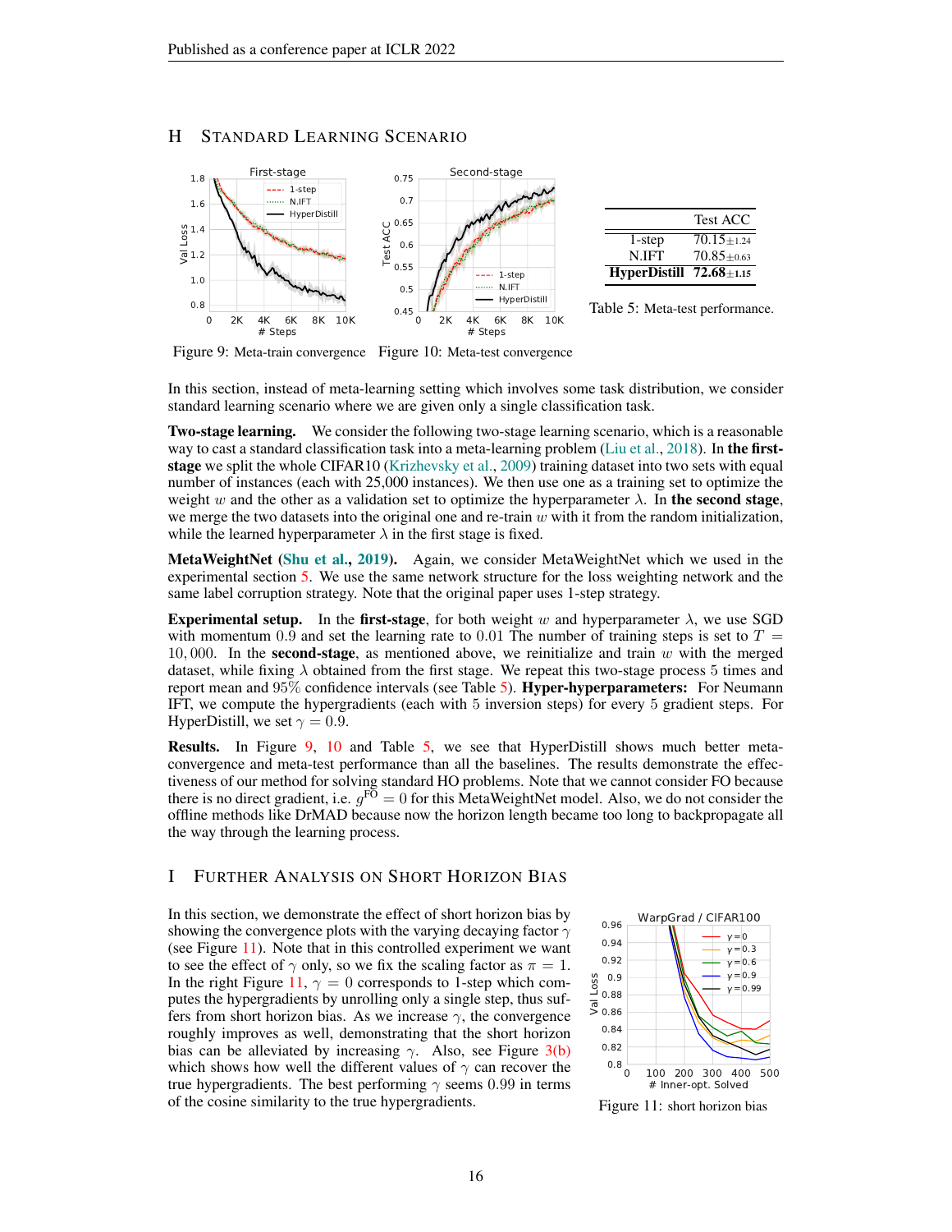# H STANDARD LEARNING SCENARIO

Figure 9: Meta-train convergence

Figure 10: Meta-test convergence

| | Test ACC |
|---|---|
| 1-step | 70.15±1.24 |
| N.IFT | 70.85±0.63 |
| **HyperDistill** | **72.68**±1.15 |

Table 5: Meta-test performance.

In this section, instead of meta-learning setting which involves some task distribution, we consider standard learning scenario where we are given only a single classification task.

**Two-stage learning.** We consider the following two-stage learning scenario, which is a reasonable way to cast a standard classification task into a meta-learning problem (Liu et al., 2018). In **the first-stage** we split the whole CIFAR10 (Krizhevsky et al., 2009) training dataset into two sets with equal number of instances (each with 25,000 instances). We then use one as a training set to optimize the weight $w$ and the other as a validation set to optimize the hyperparameter $\lambda$. In **the second stage**, we merge the two datasets into the original one and re-train $w$ with it from the random initialization, while the learned hyperparameter $\lambda$ in the first stage is fixed.

**MetaWeightNet (Shu et al., 2019).** Again, we consider MetaWeightNet which we used in the experimental section 5. We use the same network structure for the loss weighting network and the same label corruption strategy. Note that the original paper uses 1-step strategy.

**Experimental setup.** In the **first-stage**, for both weight $w$ and hyperparameter $\lambda$, we use SGD with momentum 0.9 and set the learning rate to 0.01 The number of training steps is set to $T = 10,000$. In the **second-stage**, as mentioned above, we reinitialize and train $w$ with the merged dataset, while fixing $\lambda$ obtained from the first stage. We repeat this two-stage process 5 times and report mean and 95% confidence intervals (see Table 5). **Hyper-hyperparameters:** For Neumann IFT, we compute the hypergradients (each with 5 inversion steps) for every 5 gradient steps. For HyperDistill, we set $\gamma = 0.9$.

**Results.** In Figure 9, 10 and Table 5, we see that HyperDistill shows much better meta-convergence and meta-test performance than all the baselines. The results demonstrate the effectiveness of our method for solving standard HO problems. Note that we cannot consider FO because there is no direct gradient, i.e. $g^{\text{FO}} = 0$ for this MetaWeightNet model. Also, we do not consider the offline methods like DrMAD because now the horizon length became too long to backpropagate all the way through the learning process.

# I FURTHER ANALYSIS ON SHORT HORIZON BIAS

In this section, we demonstrate the effect of short horizon bias by showing the convergence plots with the varying decaying factor $\gamma$ (see Figure 11). Note that in this controlled experiment we want to see the effect of $\gamma$ only, so we fix the scaling factor as $\pi = 1$. In the right Figure 11, $\gamma = 0$ corresponds to 1-step which computes the hypergradients by unrolling only a single step, thus suffers from short horizon bias. As we increase $\gamma$, the convergence roughly improves as well, demonstrating that the short horizon bias can be alleviated by increasing $\gamma$. Also, see Figure 3(b) which shows how well the different values of $\gamma$ can recover the true hypergradients. The best performing $\gamma$ seems 0.99 in terms of the cosine similarity to the true hypergradients.

Figure 11: short horizon bias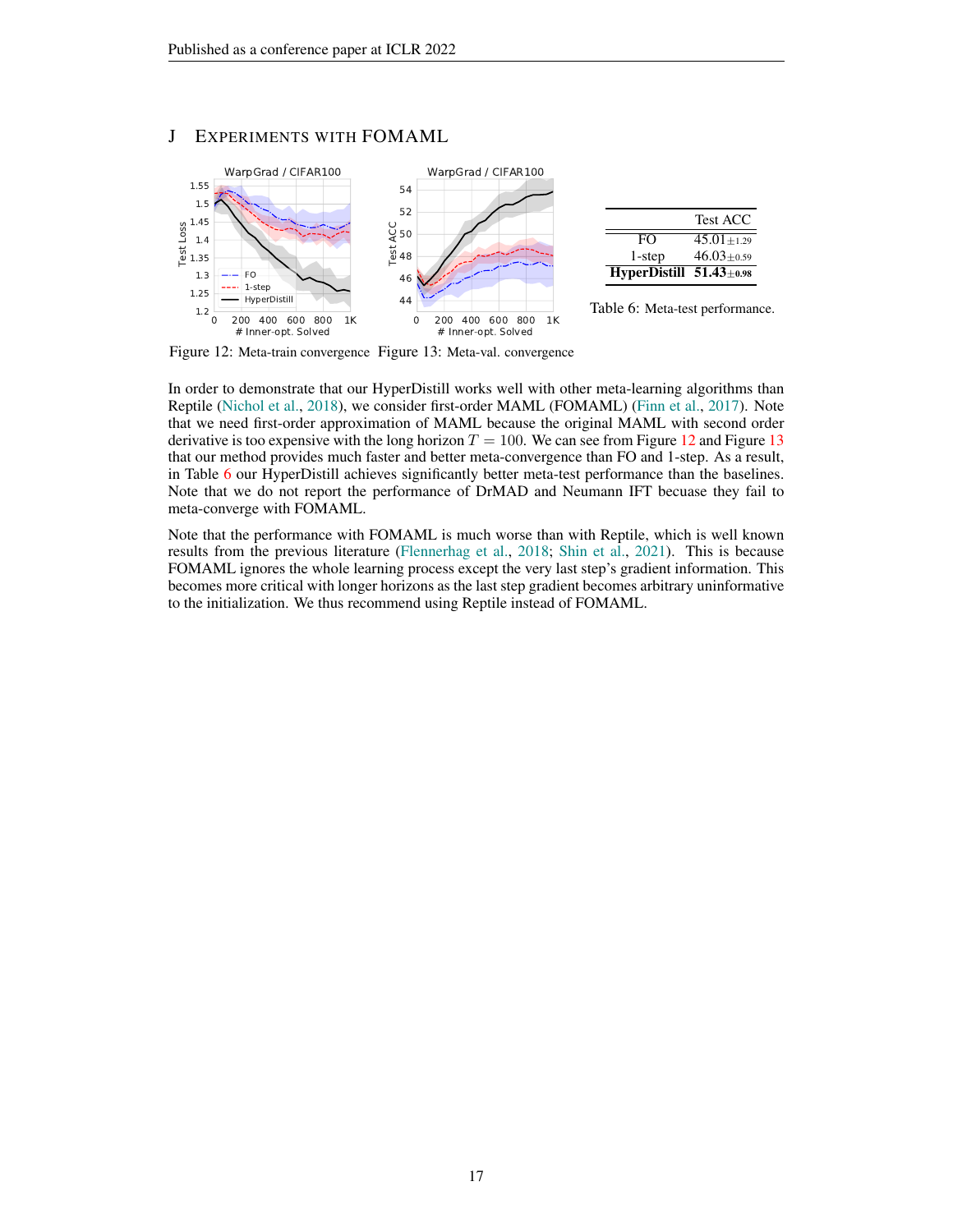## J EXPERIMENTS WITH FOMAML

WarpGrad / CIFAR100

Test Loss

1.55
1.5
1.45
1.4
1.35
1.3
1.25
1.2

FO
1-step
HyperDistill

0 200 400 600 800 1K

# Inner-opt. Solved

Figure 12: Meta-train convergence

WarpGrad / CIFAR100

Test ACC

54
52
50
48
46
44

0 200 400 600 800 1K

# Inner-opt. Solved

Figure 13: Meta-val. convergence

| | Test ACC |
|---|---|
| FO | 45.01±1.29 |
| 1-step | 46.03±0.59 |
| **HyperDistill** | **51.43±0.98** |

Table 6: Meta-test performance.

In order to demonstrate that our HyperDistill works well with other meta-learning algorithms than Reptile (Nichol et al., 2018), we consider first-order MAML (FOMAML) (Finn et al., 2017). Note that we need first-order approximation of MAML because the original MAML with second order derivative is too expensive with the long horizon $T = 100$. We can see from Figure 12 and Figure 13 that our method provides much faster and better meta-convergence than FO and 1-step. As a result, in Table 6 our HyperDistill achieves significantly better meta-test performance than the baselines. Note that we do not report the performance of DrMAD and Neumann IFT becuase they fail to meta-converge with FOMAML.

Note that the performance with FOMAML is much worse than with Reptile, which is well known results from the previous literature (Flennerhag et al., 2018; Shin et al., 2021). This is because FOMAML ignores the whole learning process except the very last step's gradient information. This becomes more critical with longer horizons as the last step gradient becomes arbitrary uninformative to the initialization. We thus recommend using Reptile instead of FOMAML.